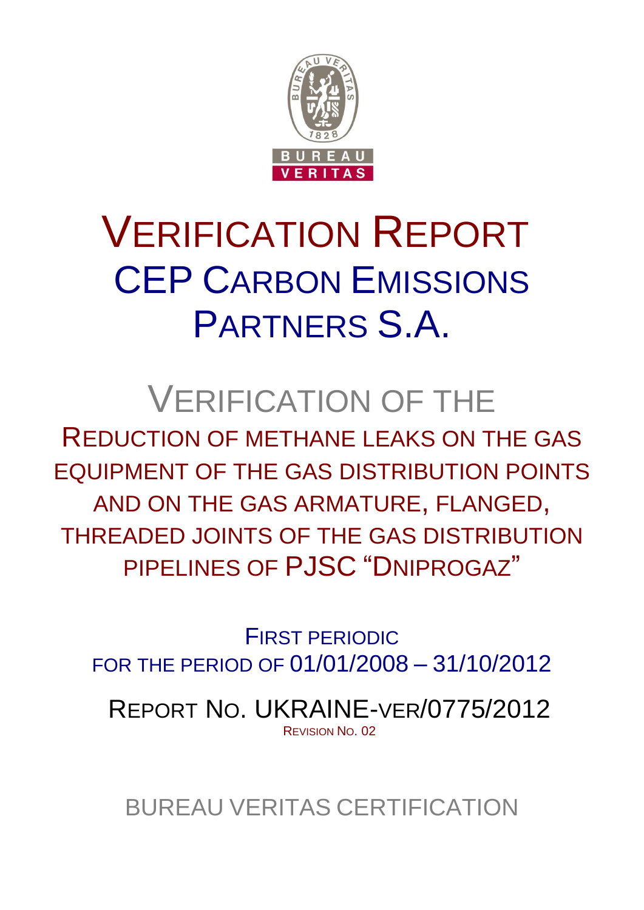# VERIFICATION REPORT

## CEP CARBON EMISSIONS PARTNERS S.A.

## VERIFICATION OF THE

REDUCTION OF METHANE LEAKS ON THE GAS EQUIPMENT OF THE GAS DISTRIBUTION POINTS AND ON THE GAS ARMATURE, FLANGED, THREADED JOINTS OF THE GAS DISTRIBUTION PIPELINES OF PJSC "DNIPROGAZ"

FIRST PERIODIC
FOR THE PERIOD OF 01/01/2008 – 31/10/2012

REPORT NO. UKRAINE-VER/0775/2012
REVISION NO. 02

BUREAU VERITAS CERTIFICATION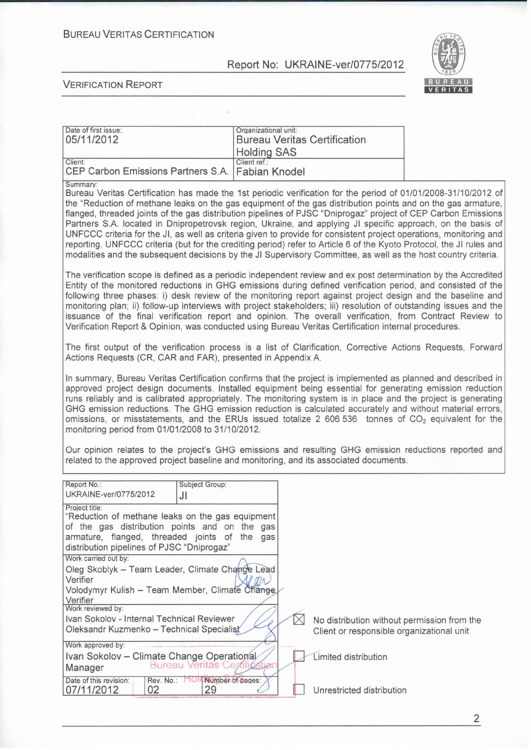| Date of first issue: 05/11/2012 | Organizational unit: Bureau Veritas Certification Holding SAS |
|---|---|
| Client: CEP Carbon Emissions Partners S.A. | Client ref.: Fabian Knodel |

Summary:

Bureau Veritas Certification has made the 1st periodic verification for the period of 01/01/2008-31/10/2012 of the "Reduction of methane leaks on the gas equipment of the gas distribution points and on the gas armature, flanged, threaded joints of the gas distribution pipelines of PJSC "Dniprogaz" project of CEP Carbon Emissions Partners S.A. located in Dnipropetrovsk region, Ukraine, and applying JI specific approach, on the basis of UNFCCC criteria for the JI, as well as criteria given to provide for consistent project operations, monitoring and reporting. UNFCCC criteria (but for the crediting period) refer to Article 6 of the Kyoto Protocol, the JI rules and modalities and the subsequent decisions by the JI Supervisory Committee, as well as the host country criteria.

The verification scope is defined as a periodic independent review and ex post determination by the Accredited Entity of the monitored reductions in GHG emissions during defined verification period, and consisted of the following three phases: i) desk review of the monitoring report against project design and the baseline and monitoring plan; ii) follow-up interviews with project stakeholders; iii) resolution of outstanding issues and the issuance of the final verification report and opinion. The overall verification, from Contract Review to Verification Report & Opinion, was conducted using Bureau Veritas Certification internal procedures.

The first output of the verification process is a list of Clarification, Corrective Actions Requests, Forward Actions Requests (CR, CAR and FAR), presented in Appendix A.

In summary, Bureau Veritas Certification confirms that the project is implemented as planned and described in approved project design documents. Installed equipment being essential for generating emission reduction runs reliably and is calibrated appropriately. The monitoring system is in place and the project is generating GHG emission reductions. The GHG emission reduction is calculated accurately and without material errors, omissions, or misstatements, and the ERUs issued totalize 2 606 536 tonnes of $CO_2$ equivalent for the monitoring period from 01/01/2008 to 31/10/2012.

Our opinion relates to the project's GHG emissions and resulting GHG emission reductions reported and related to the approved project baseline and monitoring, and its associated documents.

| Report No.: UKRAINE-ver/0775/2012 | Subject Group: JI | |
|---|---|---|
| Project title: "Reduction of methane leaks on the gas equipment of the gas distribution points and on the gas armature, flanged, threaded joints of the gas distribution pipelines of PJSC "Dniprogaz" | | |
| Work carried out by: Oleg Skoblyk – Team Leader, Climate Change Lead Verifier; Volodymyr Kulish – Team Member, Climate Change Verifier | | |
| Work reviewed by: Ivan Sokolov - Internal Technical Reviewer; Oleksandr Kuzmenko – Technical Specialist | | |
| Work approved by: Ivan Sokolov – Climate Change Operational Manager | | |
| Date of this revision: 07/11/2012 | Rev. No.: 02 | Number of pages: 29 |

- ☒ No distribution without permission from the Client or responsible organizational unit
- ☐ Limited distribution
- ☐ Unrestricted distribution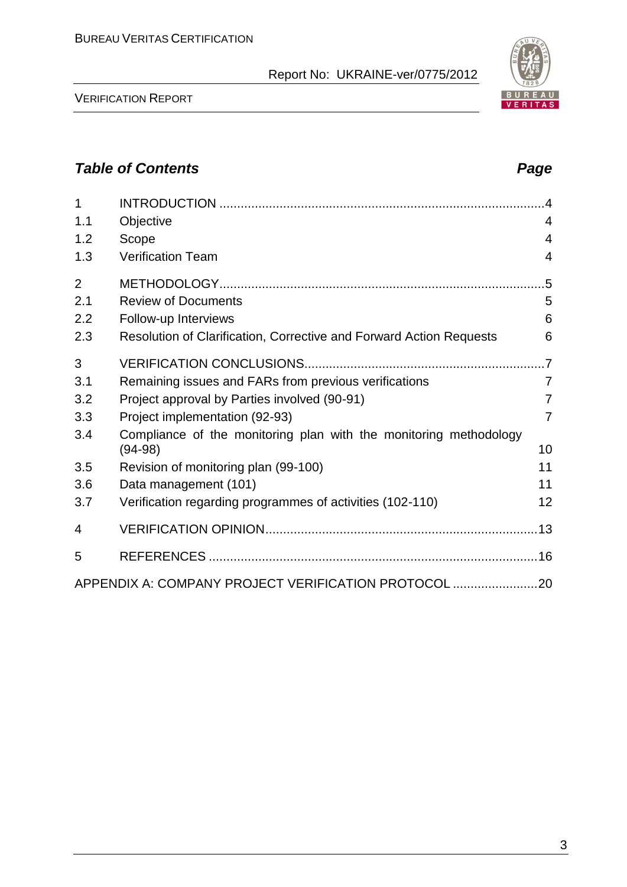## *Table of Contents* *Page*

| | | |
|---|---|---|
| 1 | INTRODUCTION | 4 |
| 1.1 | Objective | 4 |
| 1.2 | Scope | 4 |
| 1.3 | Verification Team | 4 |
| 2 | METHODOLOGY | 5 |
| 2.1 | Review of Documents | 5 |
| 2.2 | Follow-up Interviews | 6 |
| 2.3 | Resolution of Clarification, Corrective and Forward Action Requests | 6 |
| 3 | VERIFICATION CONCLUSIONS | 7 |
| 3.1 | Remaining issues and FARs from previous verifications | 7 |
| 3.2 | Project approval by Parties involved (90-91) | 7 |
| 3.3 | Project implementation (92-93) | 7 |
| 3.4 | Compliance of the monitoring plan with the monitoring methodology (94-98) | 10 |
| 3.5 | Revision of monitoring plan (99-100) | 11 |
| 3.6 | Data management (101) | 11 |
| 3.7 | Verification regarding programmes of activities (102-110) | 12 |
| 4 | VERIFICATION OPINION | 13 |
| 5 | REFERENCES | 16 |
| | APPENDIX A: COMPANY PROJECT VERIFICATION PROTOCOL | 20 |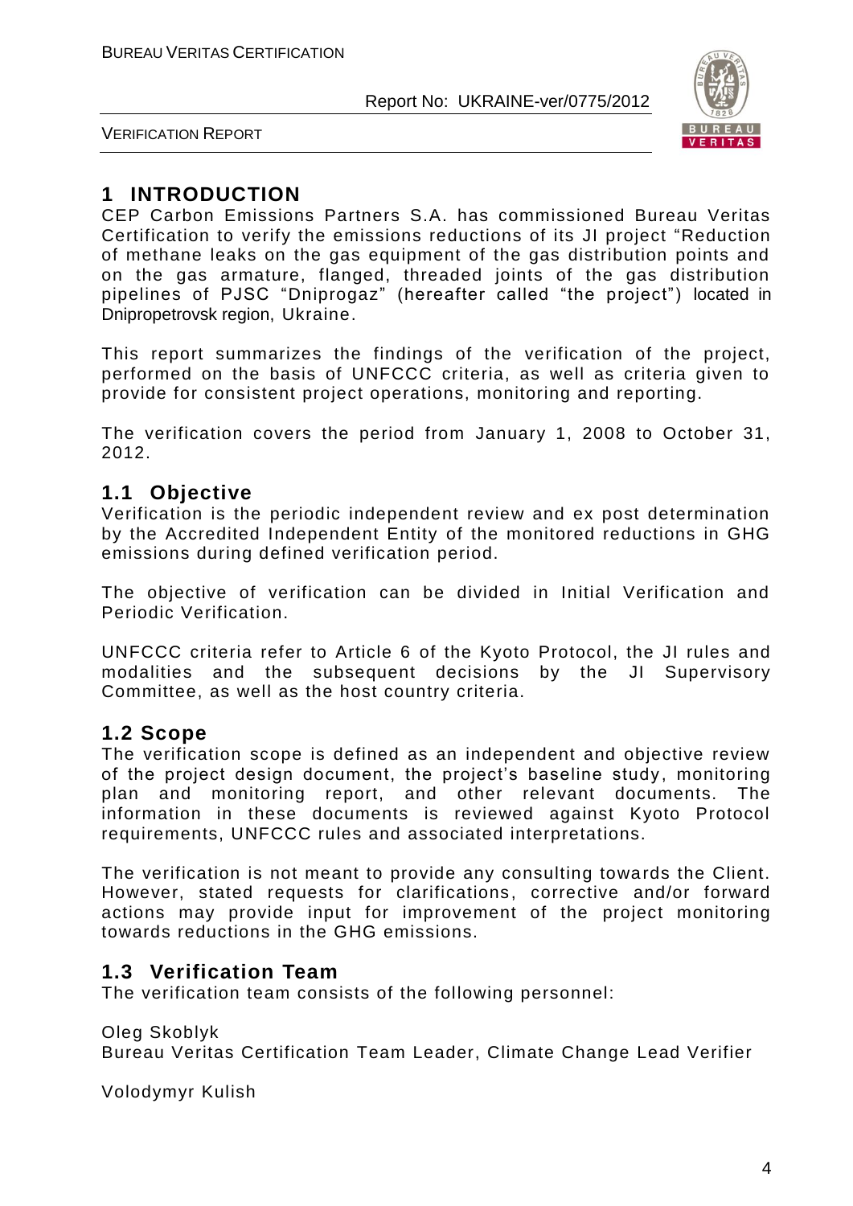# 1 INTRODUCTION

CEP Carbon Emissions Partners S.A. has commissioned Bureau Veritas Certification to verify the emissions reductions of its JI project "Reduction of methane leaks on the gas equipment of the gas distribution points and on the gas armature, flanged, threaded joints of the gas distribution pipelines of PJSC "Dniprogaz" (hereafter called "the project") located in Dnipropetrovsk region, Ukraine.

This report summarizes the findings of the verification of the project, performed on the basis of UNFCCC criteria, as well as criteria given to provide for consistent project operations, monitoring and reporting.

The verification covers the period from January 1, 2008 to October 31, 2012.

## 1.1 Objective

Verification is the periodic independent review and ex post determination by the Accredited Independent Entity of the monitored reductions in GHG emissions during defined verification period.

The objective of verification can be divided in Initial Verification and Periodic Verification.

UNFCCC criteria refer to Article 6 of the Kyoto Protocol, the JI rules and modalities and the subsequent decisions by the JI Supervisory Committee, as well as the host country criteria.

## 1.2 Scope

The verification scope is defined as an independent and objective review of the project design document, the project's baseline study, monitoring plan and monitoring report, and other relevant documents. The information in these documents is reviewed against Kyoto Protocol requirements, UNFCCC rules and associated interpretations.

The verification is not meant to provide any consulting towards the Client. However, stated requests for clarifications, corrective and/or forward actions may provide input for improvement of the project monitoring towards reductions in the GHG emissions.

## 1.3 Verification Team

The verification team consists of the following personnel:

Oleg Skoblyk
Bureau Veritas Certification Team Leader, Climate Change Lead Verifier

Volodymyr Kulish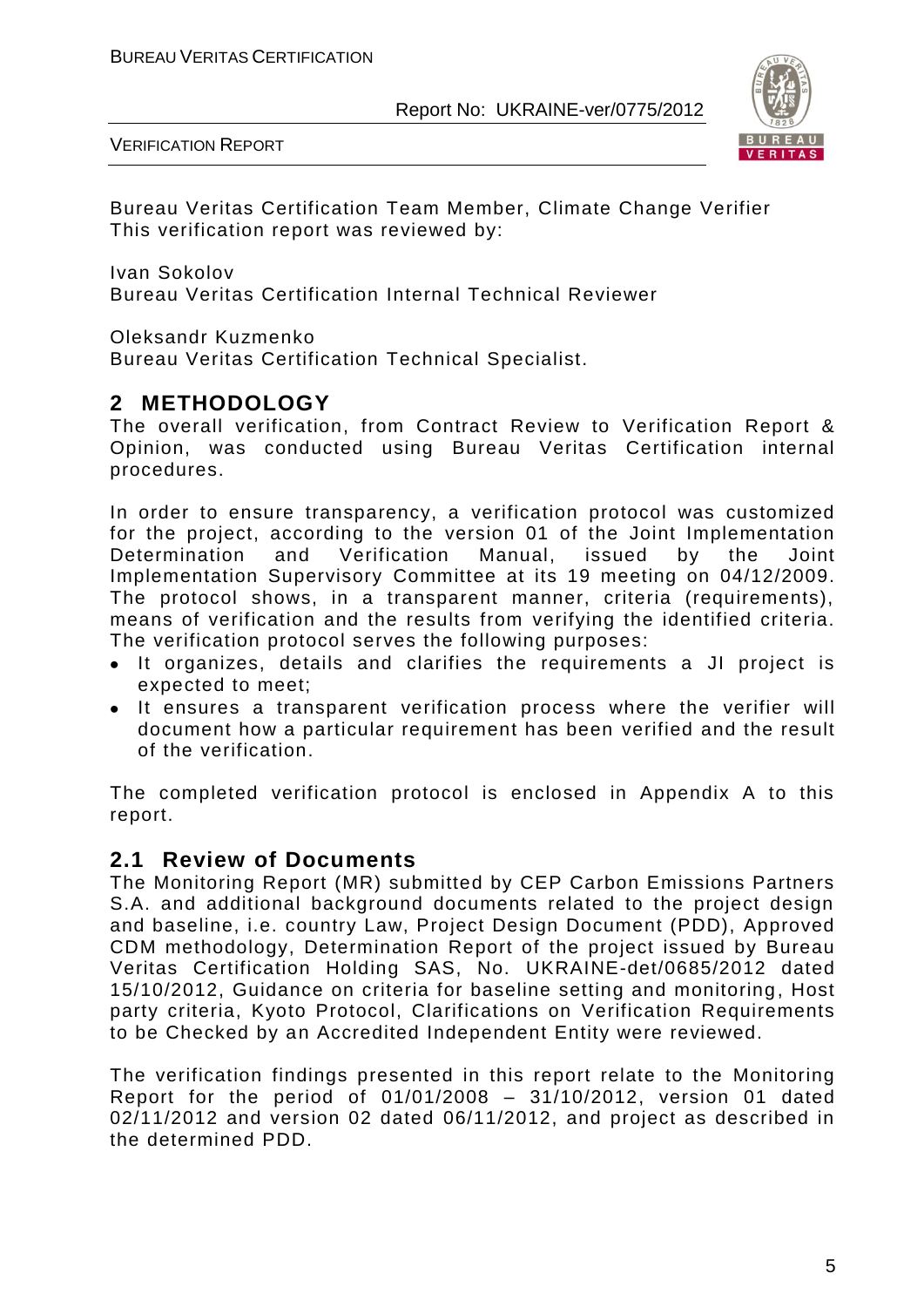Bureau Veritas Certification Team Member, Climate Change Verifier
This verification report was reviewed by:

Ivan Sokolov
Bureau Veritas Certification Internal Technical Reviewer

Oleksandr Kuzmenko
Bureau Veritas Certification Technical Specialist.

## 2 METHODOLOGY

The overall verification, from Contract Review to Verification Report & Opinion, was conducted using Bureau Veritas Certification internal procedures.

In order to ensure transparency, a verification protocol was customized for the project, according to the version 01 of the Joint Implementation Determination and Verification Manual, issued by the Joint Implementation Supervisory Committee at its 19 meeting on 04/12/2009. The protocol shows, in a transparent manner, criteria (requirements), means of verification and the results from verifying the identified criteria. The verification protocol serves the following purposes:

- It organizes, details and clarifies the requirements a JI project is expected to meet;
- It ensures a transparent verification process where the verifier will document how a particular requirement has been verified and the result of the verification.

The completed verification protocol is enclosed in Appendix A to this report.

### 2.1 Review of Documents

The Monitoring Report (MR) submitted by CEP Carbon Emissions Partners S.A. and additional background documents related to the project design and baseline, i.e. country Law, Project Design Document (PDD), Approved CDM methodology, Determination Report of the project issued by Bureau Veritas Certification Holding SAS, No. UKRAINE-det/0685/2012 dated 15/10/2012, Guidance on criteria for baseline setting and monitoring, Host party criteria, Kyoto Protocol, Clarifications on Verification Requirements to be Checked by an Accredited Independent Entity were reviewed.

The verification findings presented in this report relate to the Monitoring Report for the period of 01/01/2008 – 31/10/2012, version 01 dated 02/11/2012 and version 02 dated 06/11/2012, and project as described in the determined PDD.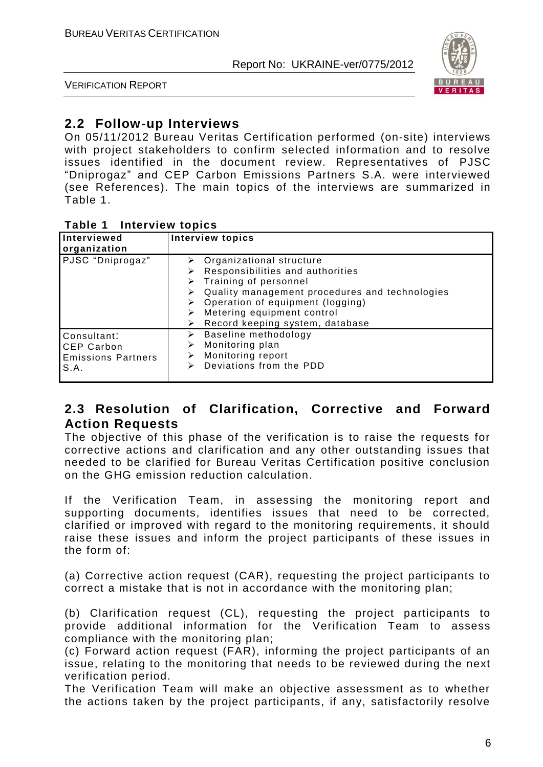## 2.2 Follow-up Interviews

On 05/11/2012 Bureau Veritas Certification performed (on-site) interviews with project stakeholders to confirm selected information and to resolve issues identified in the document review. Representatives of PJSC "Dniprogaz" and CEP Carbon Emissions Partners S.A. were interviewed (see References). The main topics of the interviews are summarized in Table 1.

**Table 1 Interview topics**

| Interviewed organization | Interview topics |
|---|---|
| PJSC "Dniprogaz" | ➢ Organizational structure<br>➢ Responsibilities and authorities<br>➢ Training of personnel<br>➢ Quality management procedures and technologies<br>➢ Operation of equipment (logging)<br>➢ Metering equipment control<br>➢ Record keeping system, database |
| Consultant: CEP Carbon Emissions Partners S.A. | ➢ Baseline methodology<br>➢ Monitoring plan<br>➢ Monitoring report<br>➢ Deviations from the PDD |

## 2.3 Resolution of Clarification, Corrective and Forward Action Requests

The objective of this phase of the verification is to raise the requests for corrective actions and clarification and any other outstanding issues that needed to be clarified for Bureau Veritas Certification positive conclusion on the GHG emission reduction calculation.

If the Verification Team, in assessing the monitoring report and supporting documents, identifies issues that need to be corrected, clarified or improved with regard to the monitoring requirements, it should raise these issues and inform the project participants of these issues in the form of:

(a) Corrective action request (CAR), requesting the project participants to correct a mistake that is not in accordance with the monitoring plan;

(b) Clarification request (CL), requesting the project participants to provide additional information for the Verification Team to assess compliance with the monitoring plan;

(c) Forward action request (FAR), informing the project participants of an issue, relating to the monitoring that needs to be reviewed during the next verification period.

The Verification Team will make an objective assessment as to whether the actions taken by the project participants, if any, satisfactorily resolve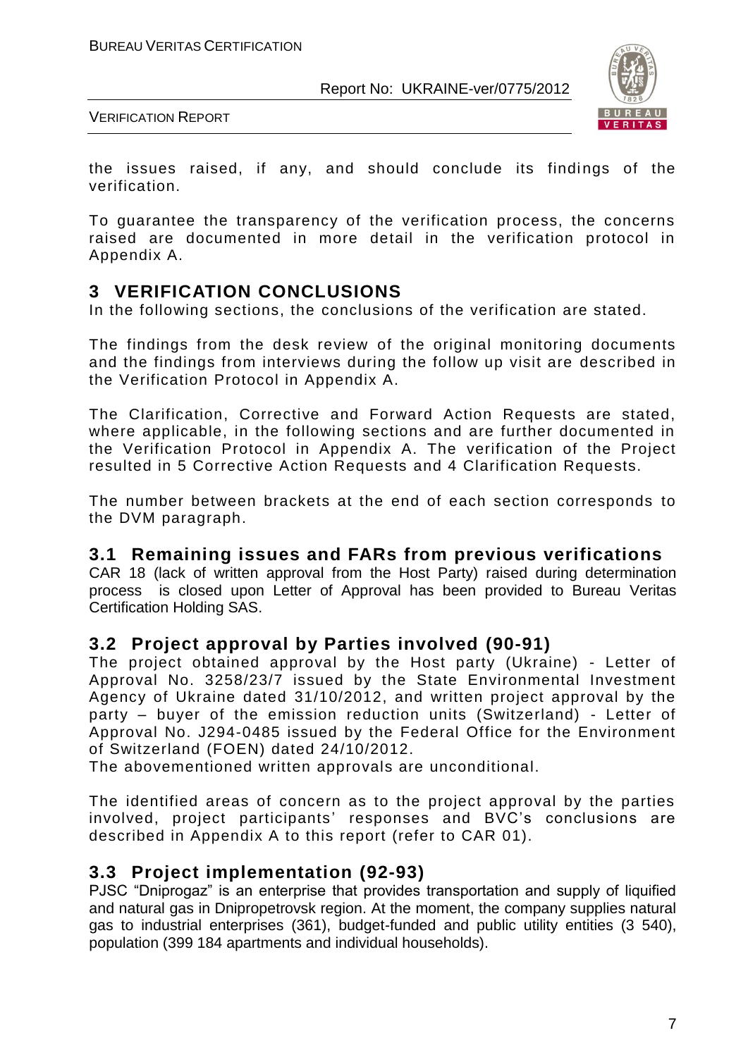the issues raised, if any, and should conclude its findings of the verification.

To guarantee the transparency of the verification process, the concerns raised are documented in more detail in the verification protocol in Appendix A.

# 3 VERIFICATION CONCLUSIONS

In the following sections, the conclusions of the verification are stated.

The findings from the desk review of the original monitoring documents and the findings from interviews during the follow up visit are described in the Verification Protocol in Appendix A.

The Clarification, Corrective and Forward Action Requests are stated, where applicable, in the following sections and are further documented in the Verification Protocol in Appendix A. The verification of the Project resulted in 5 Corrective Action Requests and 4 Clarification Requests.

The number between brackets at the end of each section corresponds to the DVM paragraph.

## 3.1 Remaining issues and FARs from previous verifications

CAR 18 (lack of written approval from the Host Party) raised during determination process is closed upon Letter of Approval has been provided to Bureau Veritas Certification Holding SAS.

## 3.2 Project approval by Parties involved (90-91)

The project obtained approval by the Host party (Ukraine) - Letter of Approval No. 3258/23/7 issued by the State Environmental Investment Agency of Ukraine dated 31/10/2012, and written project approval by the party – buyer of the emission reduction units (Switzerland) - Letter of Approval No. J294-0485 issued by the Federal Office for the Environment of Switzerland (FOEN) dated 24/10/2012.
The abovementioned written approvals are unconditional.

The identified areas of concern as to the project approval by the parties involved, project participants' responses and BVC's conclusions are described in Appendix A to this report (refer to CAR 01).

## 3.3 Project implementation (92-93)

PJSC "Dniprogaz" is an enterprise that provides transportation and supply of liquified and natural gas in Dnipropetrovsk region. At the moment, the company supplies natural gas to industrial enterprises (361), budget-funded and public utility entities (3 540), population (399 184 apartments and individual households).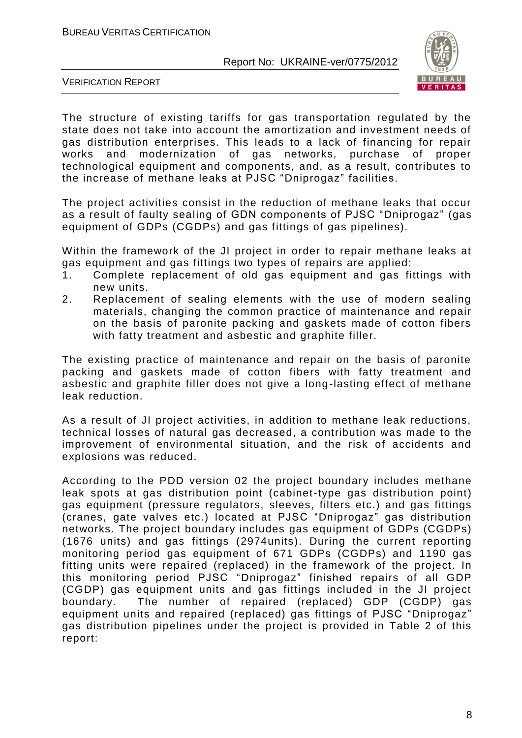The structure of existing tariffs for gas transportation regulated by the state does not take into account the amortization and investment needs of gas distribution enterprises. This leads to a lack of financing for repair works and modernization of gas networks, purchase of proper technological equipment and components, and, as a result, contributes to the increase of methane leaks at PJSC "Dniprogaz" facilities.

The project activities consist in the reduction of methane leaks that occur as a result of faulty sealing of GDN components of PJSC "Dniprogaz" (gas equipment of GDPs (CGDPs) and gas fittings of gas pipelines).

Within the framework of the JI project in order to repair methane leaks at gas equipment and gas fittings two types of repairs are applied:

1. Complete replacement of old gas equipment and gas fittings with new units.
2. Replacement of sealing elements with the use of modern sealing materials, changing the common practice of maintenance and repair on the basis of paronite packing and gaskets made of cotton fibers with fatty treatment and asbestic and graphite filler.

The existing practice of maintenance and repair on the basis of paronite packing and gaskets made of cotton fibers with fatty treatment and asbestic and graphite filler does not give a long-lasting effect of methane leak reduction.

As a result of JI project activities, in addition to methane leak reductions, technical losses of natural gas decreased, a contribution was made to the improvement of environmental situation, and the risk of accidents and explosions was reduced.

According to the PDD version 02 the project boundary includes methane leak spots at gas distribution point (cabinet-type gas distribution point) gas equipment (pressure regulators, sleeves, filters etc.) and gas fittings (cranes, gate valves etc.) located at PJSC "Dniprogaz" gas distribution networks. The project boundary includes gas equipment of GDPs (CGDPs) (1676 units) and gas fittings (2974units). During the current reporting monitoring period gas equipment of 671 GDPs (CGDPs) and 1190 gas fitting units were repaired (replaced) in the framework of the project. In this monitoring period PJSC "Dniprogaz" finished repairs of all GDP (CGDP) gas equipment units and gas fittings included in the JI project boundary. The number of repaired (replaced) GDP (CGDP) gas equipment units and repaired (replaced) gas fittings of PJSC "Dniprogaz" gas distribution pipelines under the project is provided in Table 2 of this report: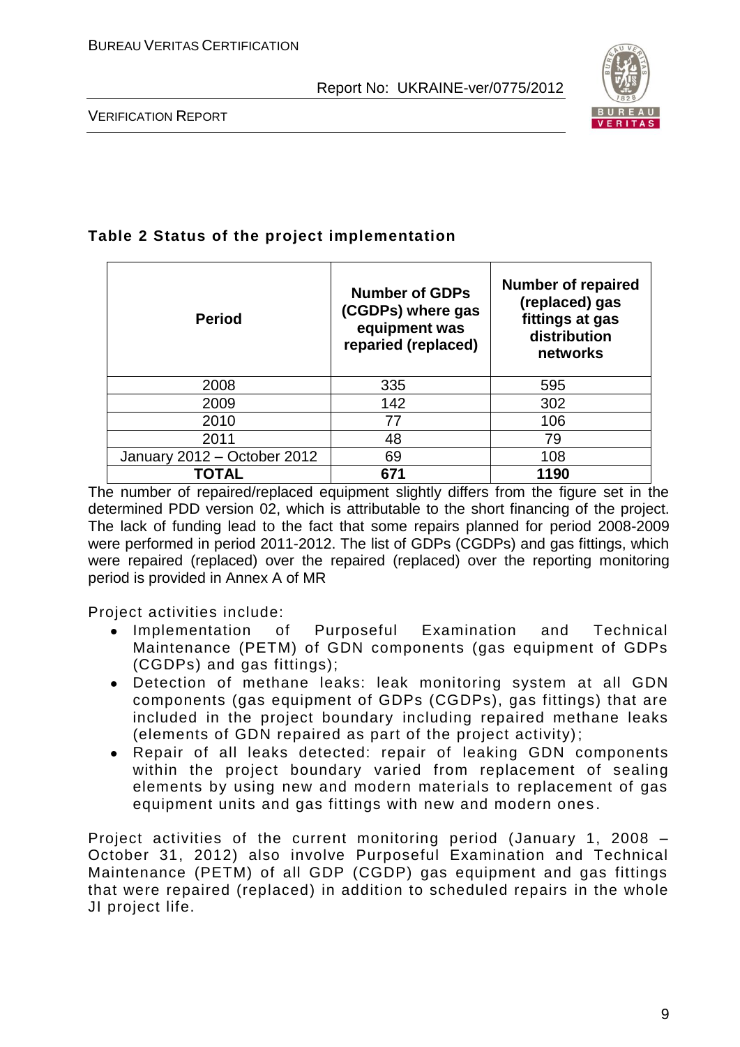**Table 2 Status of the project implementation**

| Period | Number of GDPs (CGDPs) where gas equipment was reparied (replaced) | Number of repaired (replaced) gas fittings at gas distribution networks |
|---|---|---|
| 2008 | 335 | 595 |
| 2009 | 142 | 302 |
| 2010 | 77 | 106 |
| 2011 | 48 | 79 |
| January 2012 – October 2012 | 69 | 108 |
| **TOTAL** | **671** | **1190** |

The number of repaired/replaced equipment slightly differs from the figure set in the determined PDD version 02, which is attributable to the short financing of the project. The lack of funding lead to the fact that some repairs planned for period 2008-2009 were performed in period 2011-2012. The list of GDPs (CGDPs) and gas fittings, which were repaired (replaced) over the repaired (replaced) over the reporting monitoring period is provided in Annex A of MR

Project activities include:

- Implementation of Purposeful Examination and Technical Maintenance (PETM) of GDN components (gas equipment of GDPs (CGDPs) and gas fittings);
- Detection of methane leaks: leak monitoring system at all GDN components (gas equipment of GDPs (CGDPs), gas fittings) that are included in the project boundary including repaired methane leaks (elements of GDN repaired as part of the project activity);
- Repair of all leaks detected: repair of leaking GDN components within the project boundary varied from replacement of sealing elements by using new and modern materials to replacement of gas equipment units and gas fittings with new and modern ones.

Project activities of the current monitoring period (January 1, 2008 – October 31, 2012) also involve Purposeful Examination and Technical Maintenance (PETM) of all GDP (CGDP) gas equipment and gas fittings that were repaired (replaced) in addition to scheduled repairs in the whole JI project life.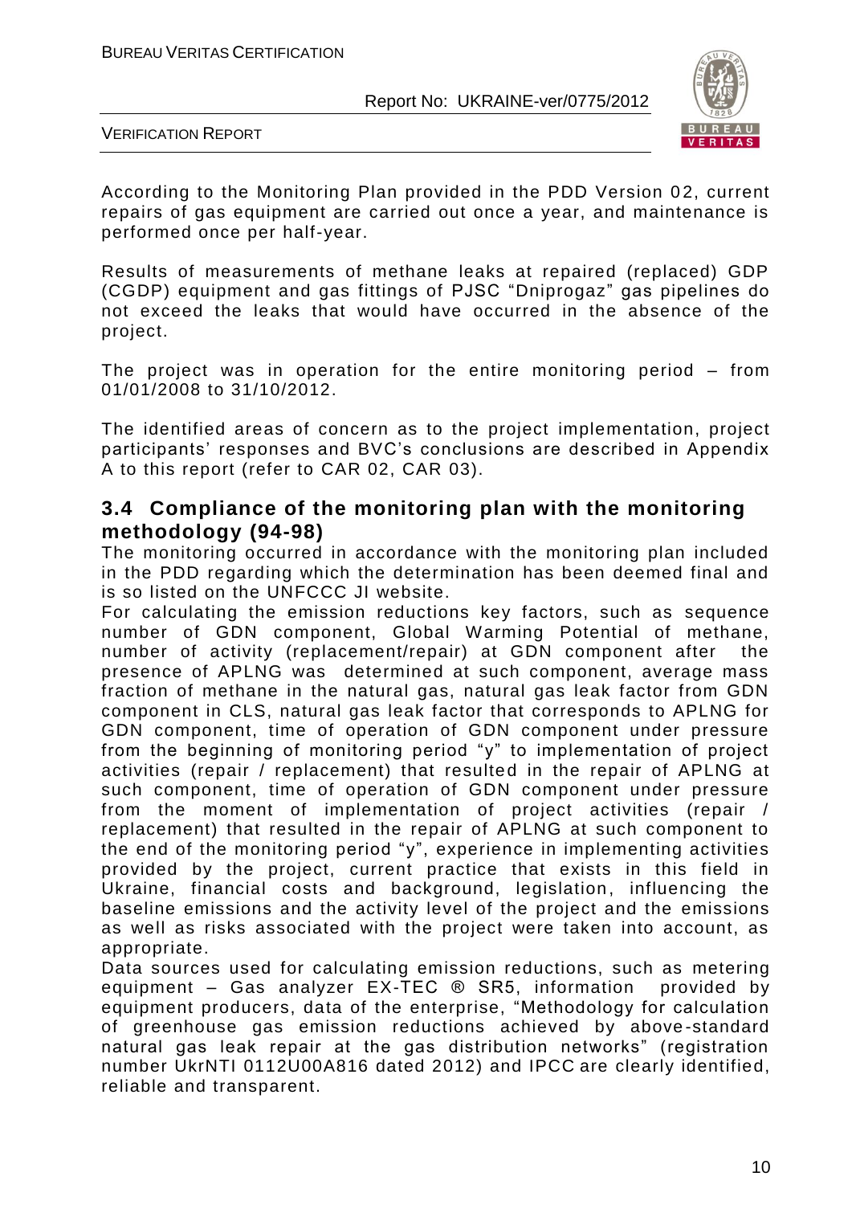According to the Monitoring Plan provided in the PDD Version 02, current repairs of gas equipment are carried out once a year, and maintenance is performed once per half-year.

Results of measurements of methane leaks at repaired (replaced) GDP (CGDP) equipment and gas fittings of PJSC "Dniprogaz" gas pipelines do not exceed the leaks that would have occurred in the absence of the project.

The project was in operation for the entire monitoring period – from 01/01/2008 to 31/10/2012.

The identified areas of concern as to the project implementation, project participants' responses and BVC's conclusions are described in Appendix A to this report (refer to CAR 02, CAR 03).

## 3.4 Compliance of the monitoring plan with the monitoring methodology (94-98)

The monitoring occurred in accordance with the monitoring plan included in the PDD regarding which the determination has been deemed final and is so listed on the UNFCCC JI website.

For calculating the emission reductions key factors, such as sequence number of GDN component, Global Warming Potential of methane, number of activity (replacement/repair) at GDN component after the presence of APLNG was determined at such component, average mass fraction of methane in the natural gas, natural gas leak factor from GDN component in CLS, natural gas leak factor that corresponds to APLNG for GDN component, time of operation of GDN component under pressure from the beginning of monitoring period "y" to implementation of project activities (repair / replacement) that resulted in the repair of APLNG at such component, time of operation of GDN component under pressure from the moment of implementation of project activities (repair / replacement) that resulted in the repair of APLNG at such component to the end of the monitoring period "y", experience in implementing activities provided by the project, current practice that exists in this field in Ukraine, financial costs and background, legislation, influencing the baseline emissions and the activity level of the project and the emissions as well as risks associated with the project were taken into account, as appropriate.

Data sources used for calculating emission reductions, such as metering equipment – Gas analyzer EX-TEC ® SR5, information provided by equipment producers, data of the enterprise, "Methodology for calculation of greenhouse gas emission reductions achieved by above-standard natural gas leak repair at the gas distribution networks" (registration number UkrNTI 0112U00A816 dated 2012) and IPCC are clearly identified, reliable and transparent.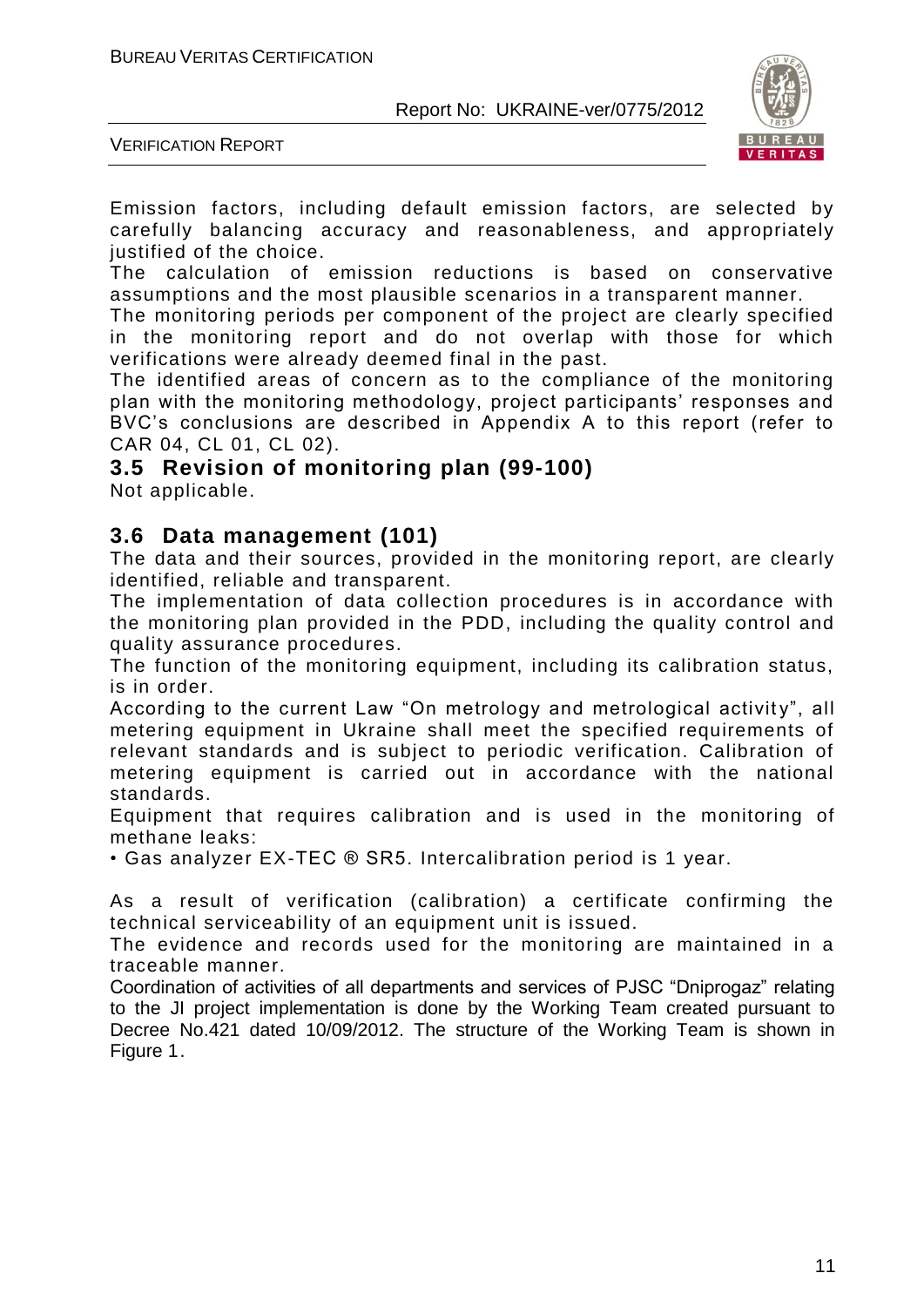Emission factors, including default emission factors, are selected by carefully balancing accuracy and reasonableness, and appropriately justified of the choice.

The calculation of emission reductions is based on conservative assumptions and the most plausible scenarios in a transparent manner.

The monitoring periods per component of the project are clearly specified in the monitoring report and do not overlap with those for which verifications were already deemed final in the past.

The identified areas of concern as to the compliance of the monitoring plan with the monitoring methodology, project participants' responses and BVC's conclusions are described in Appendix A to this report (refer to CAR 04, CL 01, CL 02).

## 3.5 Revision of monitoring plan (99-100)

Not applicable.

## 3.6 Data management (101)

The data and their sources, provided in the monitoring report, are clearly identified, reliable and transparent.

The implementation of data collection procedures is in accordance with the monitoring plan provided in the PDD, including the quality control and quality assurance procedures.

The function of the monitoring equipment, including its calibration status, is in order.

According to the current Law "On metrology and metrological activity", all metering equipment in Ukraine shall meet the specified requirements of relevant standards and is subject to periodic verification. Calibration of metering equipment is carried out in accordance with the national standards.

Equipment that requires calibration and is used in the monitoring of methane leaks:

• Gas analyzer EX-TEC ® SR5. Intercalibration period is 1 year.

As a result of verification (calibration) a certificate confirming the technical serviceability of an equipment unit is issued.

The evidence and records used for the monitoring are maintained in a traceable manner.

Coordination of activities of all departments and services of PJSC "Dniprogaz" relating to the JI project implementation is done by the Working Team created pursuant to Decree No.421 dated 10/09/2012. The structure of the Working Team is shown in Figure 1.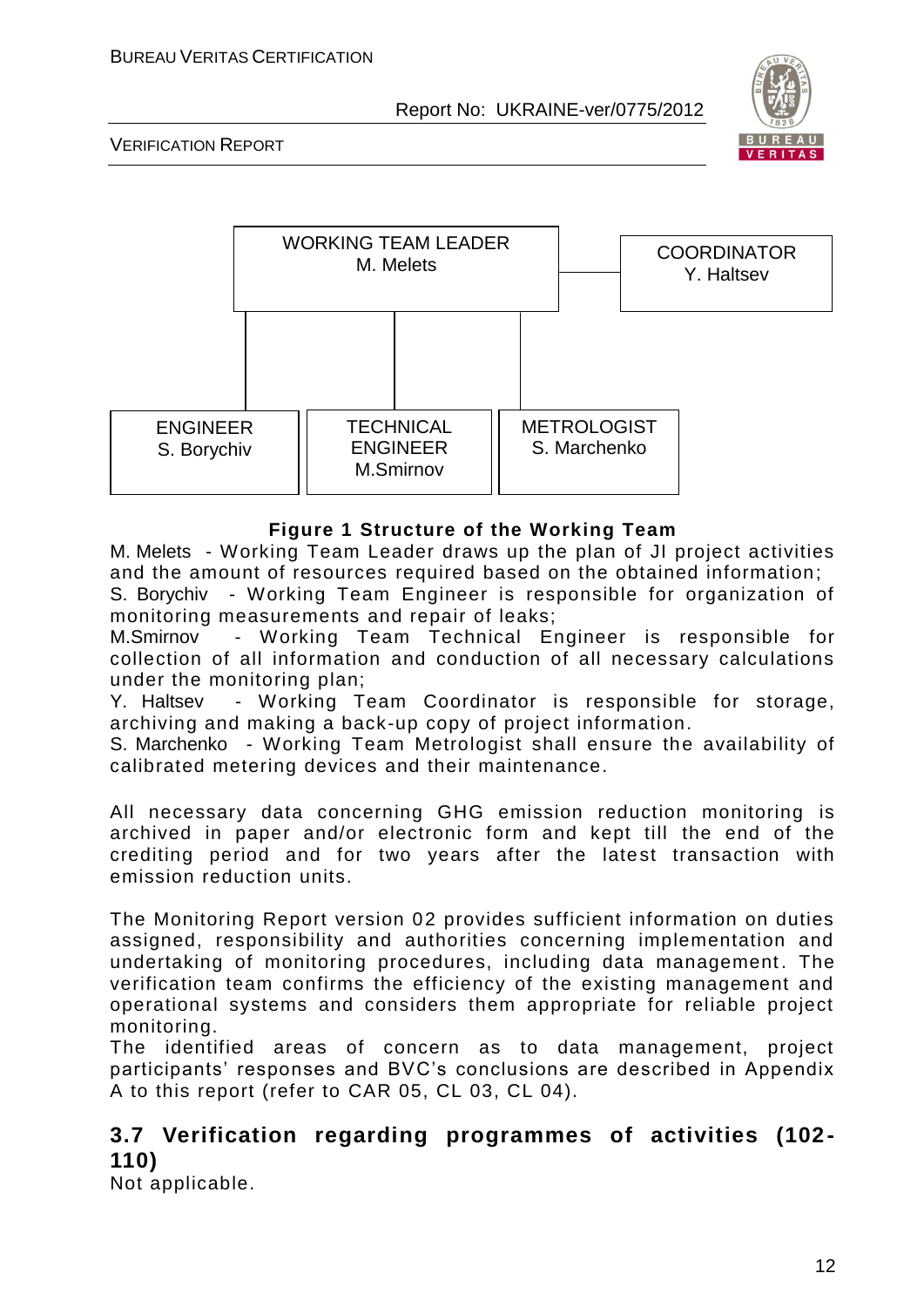WORKING TEAM LEADER
M. Melets

COORDINATOR
Y. Haltsev

ENGINEER
S. Borychiv

TECHNICAL ENGINEER
M.Smirnov

METROLOGIST
S. Marchenko

**Figure 1 Structure of the Working Team**

M. Melets - Working Team Leader draws up the plan of JI project activities and the amount of resources required based on the obtained information;
S. Borychiv - Working Team Engineer is responsible for organization of monitoring measurements and repair of leaks;
M.Smirnov - Working Team Technical Engineer is responsible for collection of all information and conduction of all necessary calculations under the monitoring plan;
Y. Haltsev - Working Team Coordinator is responsible for storage, archiving and making a back-up copy of project information.
S. Marchenko - Working Team Metrologist shall ensure the availability of calibrated metering devices and their maintenance.

All necessary data concerning GHG emission reduction monitoring is archived in paper and/or electronic form and kept till the end of the crediting period and for two years after the latest transaction with emission reduction units.

The Monitoring Report version 02 provides sufficient information on duties assigned, responsibility and authorities concerning implementation and undertaking of monitoring procedures, including data management. The verification team confirms the efficiency of the existing management and operational systems and considers them appropriate for reliable project monitoring.
The identified areas of concern as to data management, project participants' responses and BVC's conclusions are described in Appendix A to this report (refer to CAR 05, CL 03, CL 04).

## 3.7 Verification regarding programmes of activities (102-110)

Not applicable.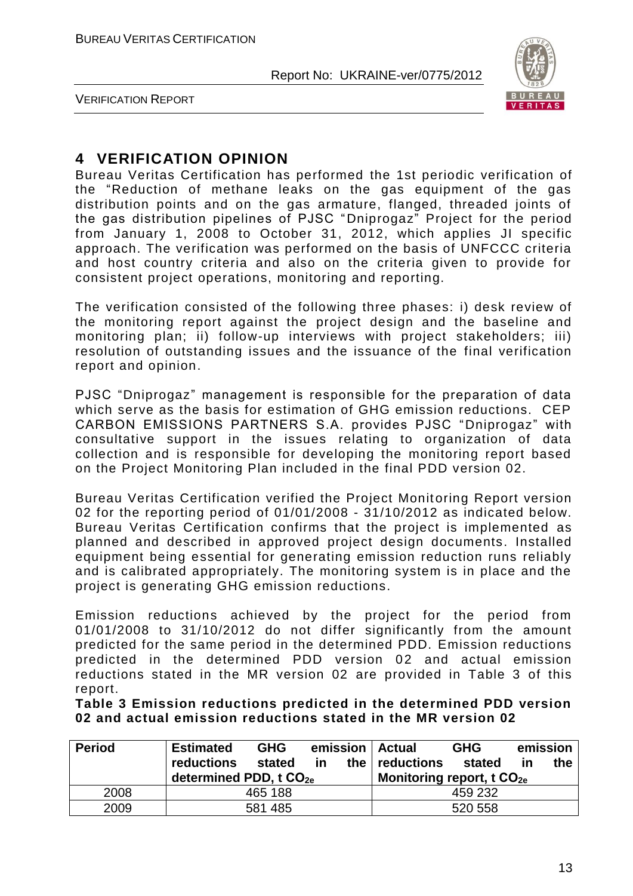# 4 VERIFICATION OPINION

Bureau Veritas Certification has performed the 1st periodic verification of the "Reduction of methane leaks on the gas equipment of the gas distribution points and on the gas armature, flanged, threaded joints of the gas distribution pipelines of PJSC "Dniprogaz" Project for the period from January 1, 2008 to October 31, 2012, which applies JI specific approach. The verification was performed on the basis of UNFCCC criteria and host country criteria and also on the criteria given to provide for consistent project operations, monitoring and reporting.

The verification consisted of the following three phases: i) desk review of the monitoring report against the project design and the baseline and monitoring plan; ii) follow-up interviews with project stakeholders; iii) resolution of outstanding issues and the issuance of the final verification report and opinion.

PJSC "Dniprogaz" management is responsible for the preparation of data which serve as the basis for estimation of GHG emission reductions. CEP CARBON EMISSIONS PARTNERS S.A. provides PJSC "Dniprogaz" with consultative support in the issues relating to organization of data collection and is responsible for developing the monitoring report based on the Project Monitoring Plan included in the final PDD version 02.

Bureau Veritas Certification verified the Project Monitoring Report version 02 for the reporting period of 01/01/2008 - 31/10/2012 as indicated below. Bureau Veritas Certification confirms that the project is implemented as planned and described in approved project design documents. Installed equipment being essential for generating emission reduction runs reliably and is calibrated appropriately. The monitoring system is in place and the project is generating GHG emission reductions.

Emission reductions achieved by the project for the period from 01/01/2008 to 31/10/2012 do not differ significantly from the amount predicted for the same period in the determined PDD. Emission reductions predicted in the determined PDD version 02 and actual emission reductions stated in the MR version 02 are provided in Table 3 of this report.

**Table 3 Emission reductions predicted in the determined PDD version 02 and actual emission reductions stated in the MR version 02**

| Period | Estimated GHG emission reductions stated in the determined PDD, t $CO_{2e}$ | Actual GHG emission reductions stated in the Monitoring report, t $CO_{2e}$ |
|---|---|---|
| 2008 | 465 188 | 459 232 |
| 2009 | 581 485 | 520 558 |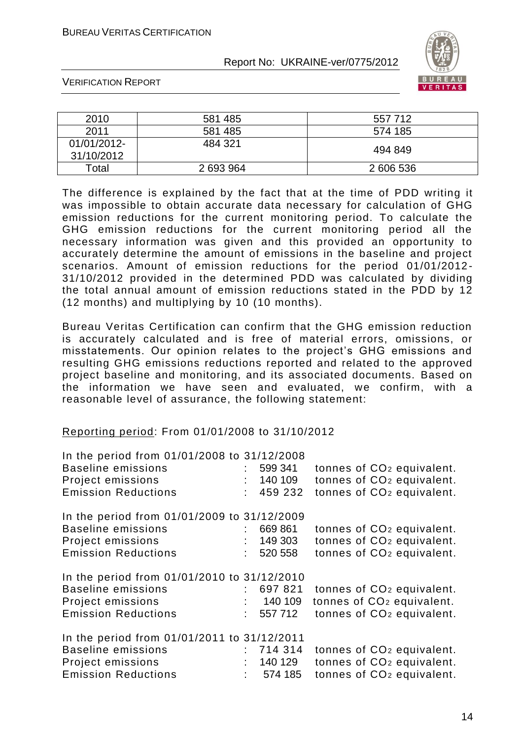| 2010 | 581 485 | 557 712 |
|---|---|---|
| 2011 | 581 485 | 574 185 |
| 01/01/2012-31/10/2012 | 484 321 | 494 849 |
| Total | 2 693 964 | 2 606 536 |

The difference is explained by the fact that at the time of PDD writing it was impossible to obtain accurate data necessary for calculation of GHG emission reductions for the current monitoring period. To calculate the GHG emission reductions for the current monitoring period all the necessary information was given and this provided an opportunity to accurately determine the amount of emissions in the baseline and project scenarios. Amount of emission reductions for the period 01/01/2012-31/10/2012 provided in the determined PDD was calculated by dividing the total annual amount of emission reductions stated in the PDD by 12 (12 months) and multiplying by 10 (10 months).

Bureau Veritas Certification can confirm that the GHG emission reduction is accurately calculated and is free of material errors, omissions, or misstatements. Our opinion relates to the project's GHG emissions and resulting GHG emissions reductions reported and related to the approved project baseline and monitoring, and its associated documents. Based on the information we have seen and evaluated, we confirm, with a reasonable level of assurance, the following statement:

Reporting period: From 01/01/2008 to 31/10/2012

In the period from 01/01/2008 to 31/12/2008
Baseline emissions : 599 341 tonnes of $CO_2$ equivalent.
Project emissions : 140 109 tonnes of $CO_2$ equivalent.
Emission Reductions : 459 232 tonnes of $CO_2$ equivalent.

In the period from 01/01/2009 to 31/12/2009
Baseline emissions : 669 861 tonnes of $CO_2$ equivalent.
Project emissions : 149 303 tonnes of $CO_2$ equivalent.
Emission Reductions : 520 558 tonnes of $CO_2$ equivalent.

In the period from 01/01/2010 to 31/12/2010
Baseline emissions : 697 821 tonnes of $CO_2$ equivalent.
Project emissions : 140 109 tonnes of $CO_2$ equivalent.
Emission Reductions : 557 712 tonnes of $CO_2$ equivalent.

In the period from 01/01/2011 to 31/12/2011
Baseline emissions : 714 314 tonnes of $CO_2$ equivalent.
Project emissions : 140 129 tonnes of $CO_2$ equivalent.
Emission Reductions : 574 185 tonnes of $CO_2$ equivalent.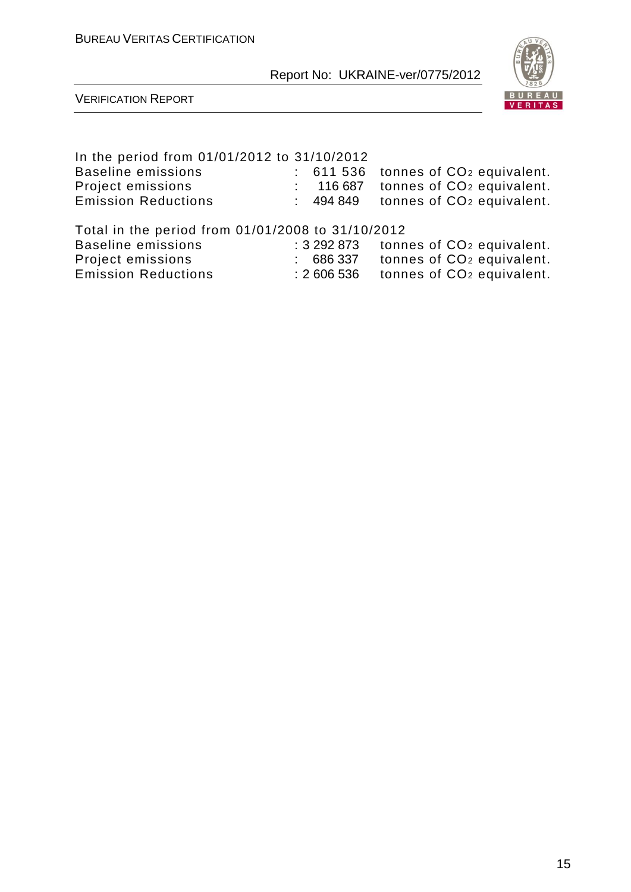In the period from 01/01/2012 to 31/10/2012

| | | |
|---|---|---|
| Baseline emissions | : 611 536 | tonnes of $CO_2$ equivalent. |
| Project emissions | : 116 687 | tonnes of $CO_2$ equivalent. |
| Emission Reductions | : 494 849 | tonnes of $CO_2$ equivalent. |

Total in the period from 01/01/2008 to 31/10/2012

| | | |
|---|---|---|
| Baseline emissions | : 3 292 873 | tonnes of $CO_2$ equivalent. |
| Project emissions | : 686 337 | tonnes of $CO_2$ equivalent. |
| Emission Reductions | : 2 606 536 | tonnes of $CO_2$ equivalent. |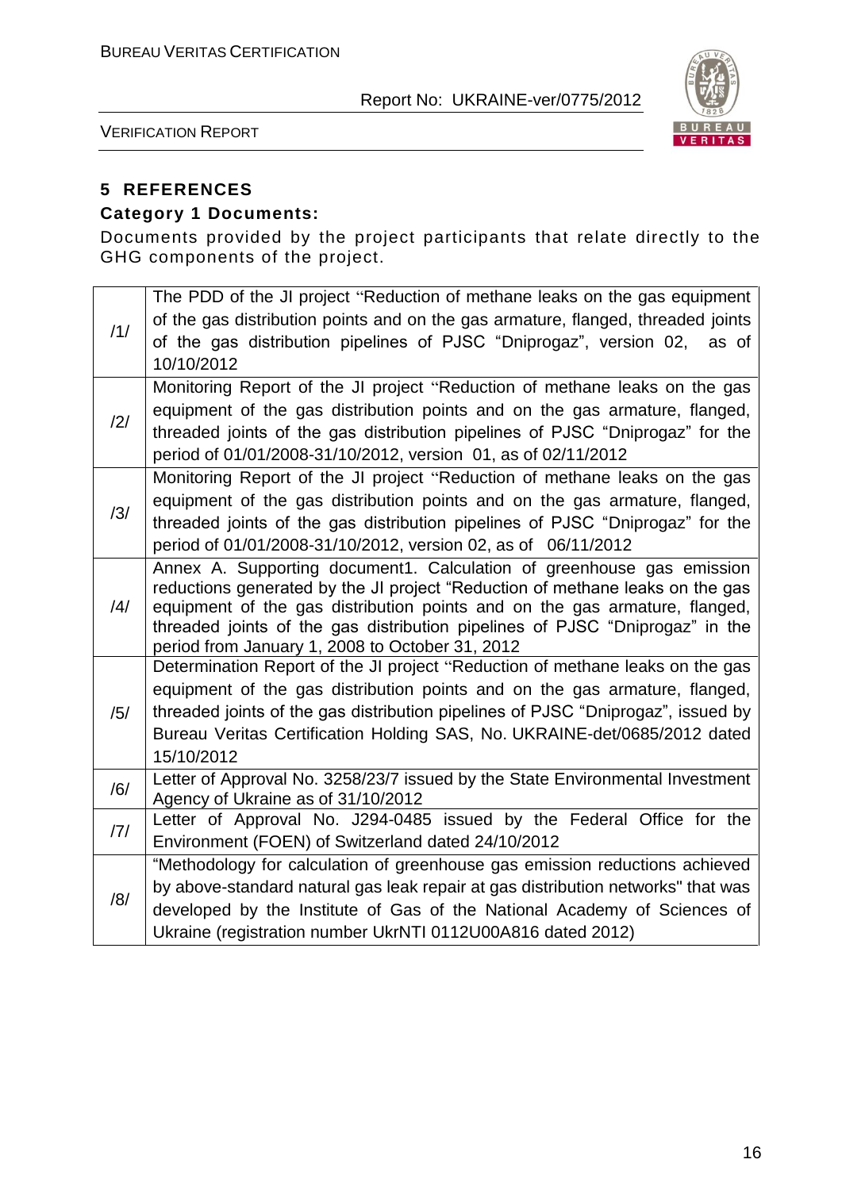## 5 REFERENCES

### Category 1 Documents:

Documents provided by the project participants that relate directly to the GHG components of the project.

| | |
|---|---|
| /1/ | The PDD of the JI project "Reduction of methane leaks on the gas equipment of the gas distribution points and on the gas armature, flanged, threaded joints of the gas distribution pipelines of PJSC "Dniprogaz", version 02, as of 10/10/2012 |
| /2/ | Monitoring Report of the JI project "Reduction of methane leaks on the gas equipment of the gas distribution points and on the gas armature, flanged, threaded joints of the gas distribution pipelines of PJSC "Dniprogaz" for the period of 01/01/2008-31/10/2012, version 01, as of 02/11/2012 |
| /3/ | Monitoring Report of the JI project "Reduction of methane leaks on the gas equipment of the gas distribution points and on the gas armature, flanged, threaded joints of the gas distribution pipelines of PJSC "Dniprogaz" for the period of 01/01/2008-31/10/2012, version 02, as of 06/11/2012 |
| /4/ | Annex A. Supporting document1. Calculation of greenhouse gas emission reductions generated by the JI project "Reduction of methane leaks on the gas equipment of the gas distribution points and on the gas armature, flanged, threaded joints of the gas distribution pipelines of PJSC "Dniprogaz" in the period from January 1, 2008 to October 31, 2012 |
| /5/ | Determination Report of the JI project "Reduction of methane leaks on the gas equipment of the gas distribution points and on the gas armature, flanged, threaded joints of the gas distribution pipelines of PJSC "Dniprogaz", issued by Bureau Veritas Certification Holding SAS, No. UKRAINE-det/0685/2012 dated 15/10/2012 |
| /6/ | Letter of Approval No. 3258/23/7 issued by the State Environmental Investment Agency of Ukraine as of 31/10/2012 |
| /7/ | Letter of Approval No. J294-0485 issued by the Federal Office for the Environment (FOEN) of Switzerland dated 24/10/2012 |
| /8/ | "Methodology for calculation of greenhouse gas emission reductions achieved by above-standard natural gas leak repair at gas distribution networks" that was developed by the Institute of Gas of the National Academy of Sciences of Ukraine (registration number UkrNTI 0112U00A816 dated 2012) |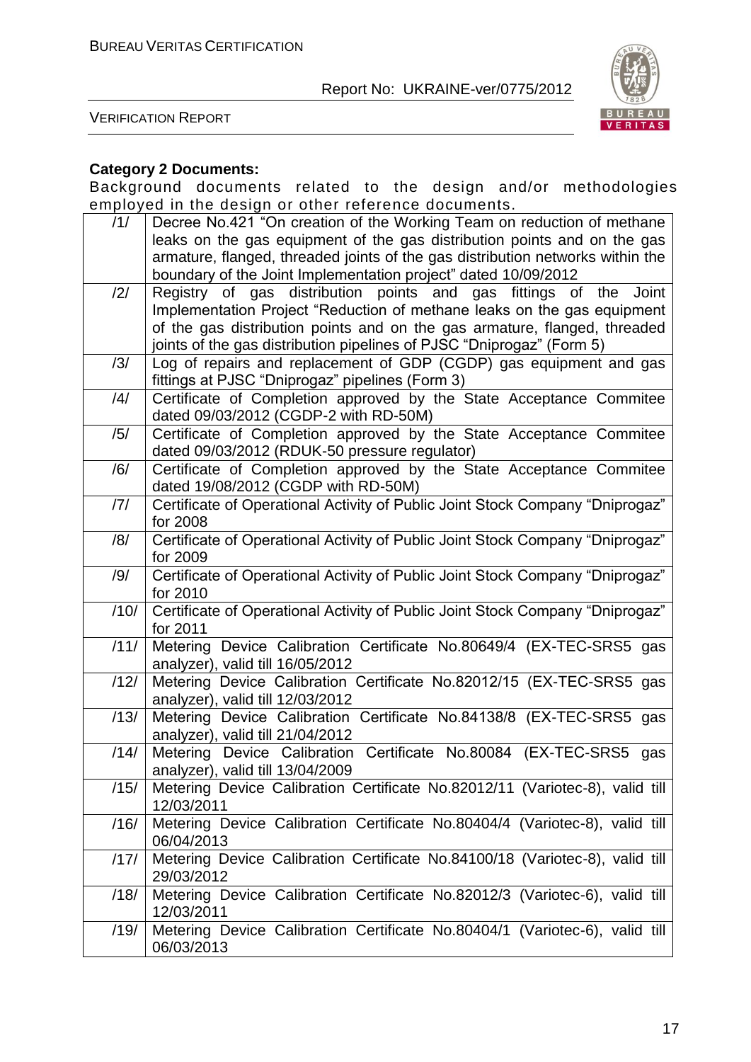**Category 2 Documents:**

Background documents related to the design and/or methodologies employed in the design or other reference documents.

| | |
|---|---|
| /1/ | Decree No.421 "On creation of the Working Team on reduction of methane leaks on the gas equipment of the gas distribution points and on the gas armature, flanged, threaded joints of the gas distribution networks within the boundary of the Joint Implementation project" dated 10/09/2012 |
| /2/ | Registry of gas distribution points and gas fittings of the Joint Implementation Project "Reduction of methane leaks on the gas equipment of the gas distribution points and on the gas armature, flanged, threaded joints of the gas distribution pipelines of PJSC "Dniprogaz" (Form 5) |
| /3/ | Log of repairs and replacement of GDP (CGDP) gas equipment and gas fittings at PJSC "Dniprogaz" pipelines (Form 3) |
| /4/ | Certificate of Completion approved by the State Acceptance Commitee dated 09/03/2012 (CGDP-2 with RD-50M) |
| /5/ | Certificate of Completion approved by the State Acceptance Commitee dated 09/03/2012 (RDUK-50 pressure regulator) |
| /6/ | Certificate of Completion approved by the State Acceptance Commitee dated 19/08/2012 (CGDP with RD-50M) |
| /7/ | Certificate of Operational Activity of Public Joint Stock Company "Dniprogaz" for 2008 |
| /8/ | Certificate of Operational Activity of Public Joint Stock Company "Dniprogaz" for 2009 |
| /9/ | Certificate of Operational Activity of Public Joint Stock Company "Dniprogaz" for 2010 |
| /10/ | Certificate of Operational Activity of Public Joint Stock Company "Dniprogaz" for 2011 |
| /11/ | Metering Device Calibration Certificate No.80649/4 (EX-TEC-SRS5 gas analyzer), valid till 16/05/2012 |
| /12/ | Metering Device Calibration Certificate No.82012/15 (EX-TEC-SRS5 gas analyzer), valid till 12/03/2012 |
| /13/ | Metering Device Calibration Certificate No.84138/8 (EX-TEC-SRS5 gas analyzer), valid till 21/04/2012 |
| /14/ | Metering Device Calibration Certificate No.80084 (EX-TEC-SRS5 gas analyzer), valid till 13/04/2009 |
| /15/ | Metering Device Calibration Certificate No.82012/11 (Variotec-8), valid till 12/03/2011 |
| /16/ | Metering Device Calibration Certificate No.80404/4 (Variotec-8), valid till 06/04/2013 |
| /17/ | Metering Device Calibration Certificate No.84100/18 (Variotec-8), valid till 29/03/2012 |
| /18/ | Metering Device Calibration Certificate No.82012/3 (Variotec-6), valid till 12/03/2011 |
| /19/ | Metering Device Calibration Certificate No.80404/1 (Variotec-6), valid till 06/03/2013 |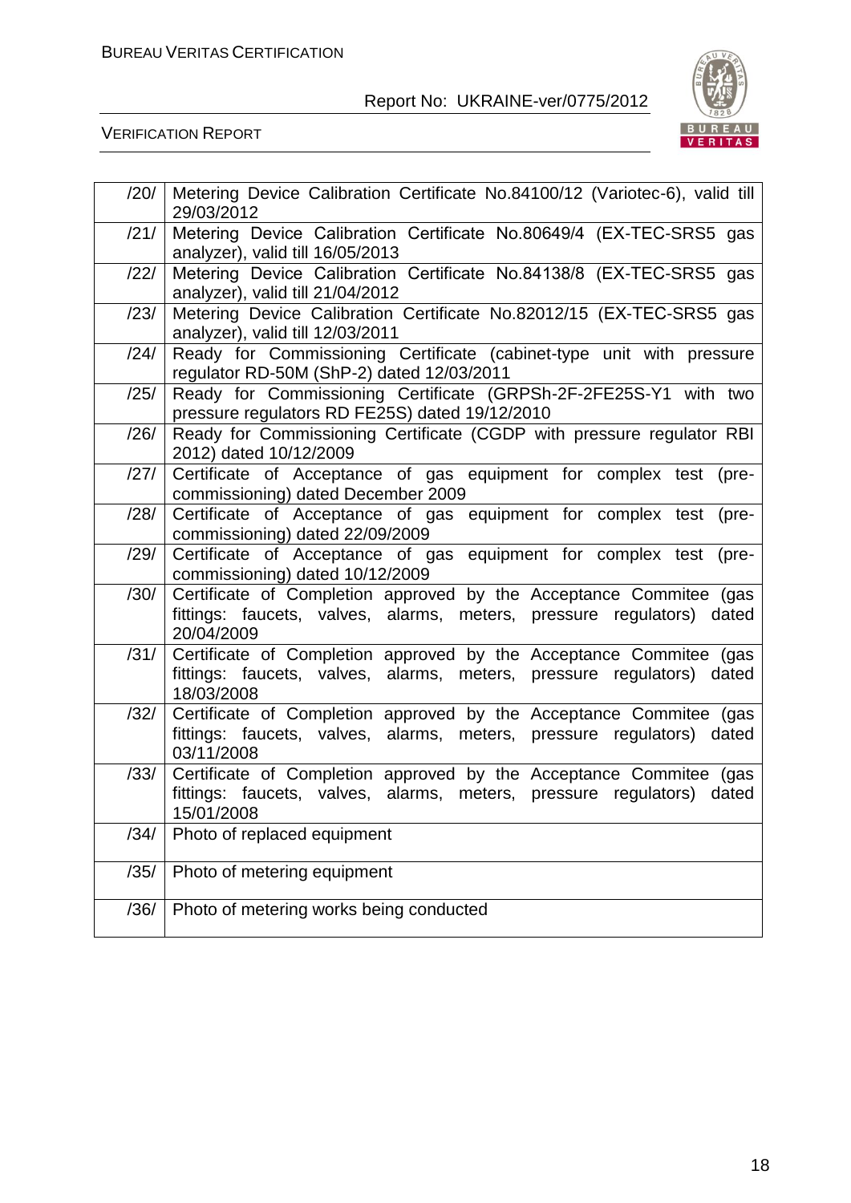| | |
|---|---|
| /20/ | Metering Device Calibration Certificate No.84100/12 (Variotec-6), valid till 29/03/2012 |
| /21/ | Metering Device Calibration Certificate No.80649/4 (EX-TEC-SRS5 gas analyzer), valid till 16/05/2013 |
| /22/ | Metering Device Calibration Certificate No.84138/8 (EX-TEC-SRS5 gas analyzer), valid till 21/04/2012 |
| /23/ | Metering Device Calibration Certificate No.82012/15 (EX-TEC-SRS5 gas analyzer), valid till 12/03/2011 |
| /24/ | Ready for Commissioning Certificate (cabinet-type unit with pressure regulator RD-50M (ShP-2) dated 12/03/2011 |
| /25/ | Ready for Commissioning Certificate (GRPSh-2F-2FE25S-Y1 with two pressure regulators RD FE25S) dated 19/12/2010 |
| /26/ | Ready for Commissioning Certificate (CGDP with pressure regulator RBI 2012) dated 10/12/2009 |
| /27/ | Certificate of Acceptance of gas equipment for complex test (pre-commissioning) dated December 2009 |
| /28/ | Certificate of Acceptance of gas equipment for complex test (pre-commissioning) dated 22/09/2009 |
| /29/ | Certificate of Acceptance of gas equipment for complex test (pre-commissioning) dated 10/12/2009 |
| /30/ | Certificate of Completion approved by the Acceptance Commitee (gas fittings: faucets, valves, alarms, meters, pressure regulators) dated 20/04/2009 |
| /31/ | Certificate of Completion approved by the Acceptance Commitee (gas fittings: faucets, valves, alarms, meters, pressure regulators) dated 18/03/2008 |
| /32/ | Certificate of Completion approved by the Acceptance Commitee (gas fittings: faucets, valves, alarms, meters, pressure regulators) dated 03/11/2008 |
| /33/ | Certificate of Completion approved by the Acceptance Commitee (gas fittings: faucets, valves, alarms, meters, pressure regulators) dated 15/01/2008 |
| /34/ | Photo of replaced equipment |
| /35/ | Photo of metering equipment |
| /36/ | Photo of metering works being conducted |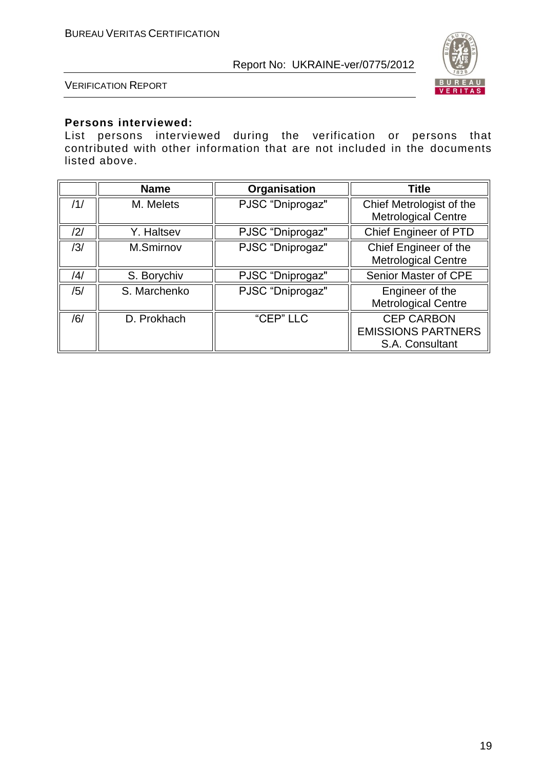**Persons interviewed:**

List persons interviewed during the verification or persons that contributed with other information that are not included in the documents listed above.

| | Name | Organisation | Title |
|---|---|---|---|
| /1/ | M. Melets | PJSC “Dniprogaz" | Chief Metrologist of the Metrological Centre |
| /2/ | Y. Haltsev | PJSC “Dniprogaz" | Chief Engineer of PTD |
| /3/ | M.Smirnov | PJSC “Dniprogaz" | Chief Engineer of the Metrological Centre |
| /4/ | S. Borychiv | PJSC “Dniprogaz" | Senior Master of CPE |
| /5/ | S. Marchenko | PJSC “Dniprogaz" | Engineer of the Metrological Centre |
| /6/ | D. Prokhach | “CEP” LLC | CEP CARBON EMISSIONS PARTNERS S.A. Consultant |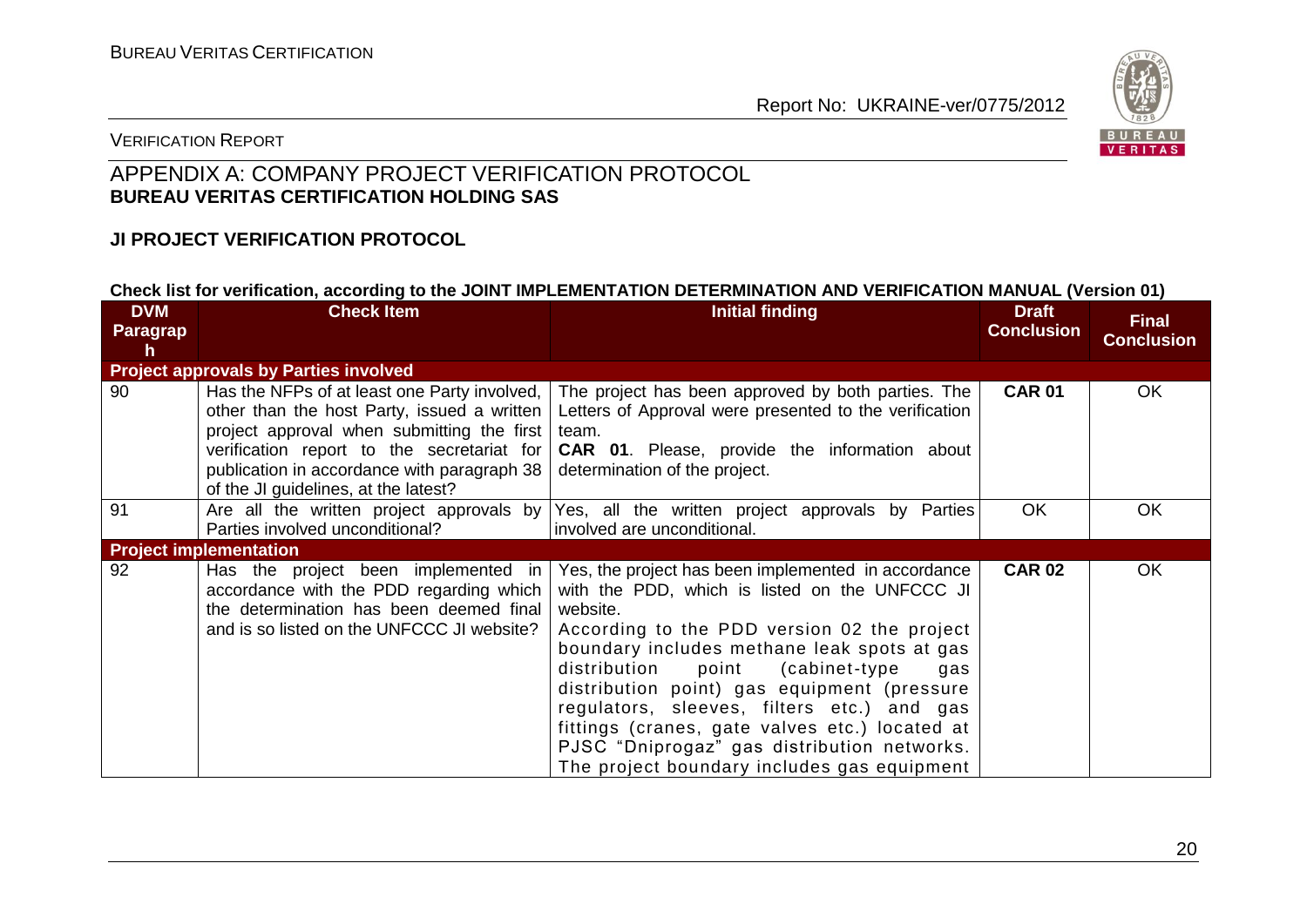VERIFICATION REPORT

## APPENDIX A: COMPANY PROJECT VERIFICATION PROTOCOL
**BUREAU VERITAS CERTIFICATION HOLDING SAS**

### JI PROJECT VERIFICATION PROTOCOL

**Check list for verification, according to the JOINT IMPLEMENTATION DETERMINATION AND VERIFICATION MANUAL (Version 01)**

| DVM Paragraph | Check Item | Initial finding | Draft Conclusion | Final Conclusion |
|---|---|---|---|---|
| **Project approvals by Parties involved** | | | | |
| 90 | Has the NFPs of at least one Party involved, other than the host Party, issued a written project approval when submitting the first verification report to the secretariat for publication in accordance with paragraph 38 of the JI guidelines, at the latest? | The project has been approved by both parties. The Letters of Approval were presented to the verification team.<br>**CAR 01**. Please, provide the information about determination of the project. | **CAR 01** | OK |
| 91 | Are all the written project approvals by Parties involved unconditional? | Yes, all the written project approvals by Parties involved are unconditional. | OK | OK |
| **Project implementation** | | | | |
| 92 | Has the project been implemented in accordance with the PDD regarding which the determination has been deemed final and is so listed on the UNFCCC JI website? | Yes, the project has been implemented in accordance with the PDD, which is listed on the UNFCCC JI website.<br>According to the PDD version 02 the project boundary includes methane leak spots at gas distribution point (cabinet-type gas distribution point) gas equipment (pressure regulators, sleeves, filters etc.) and gas fittings (cranes, gate valves etc.) located at PJSC "Dniprogaz" gas distribution networks. The project boundary includes gas equipment | **CAR 02** | OK |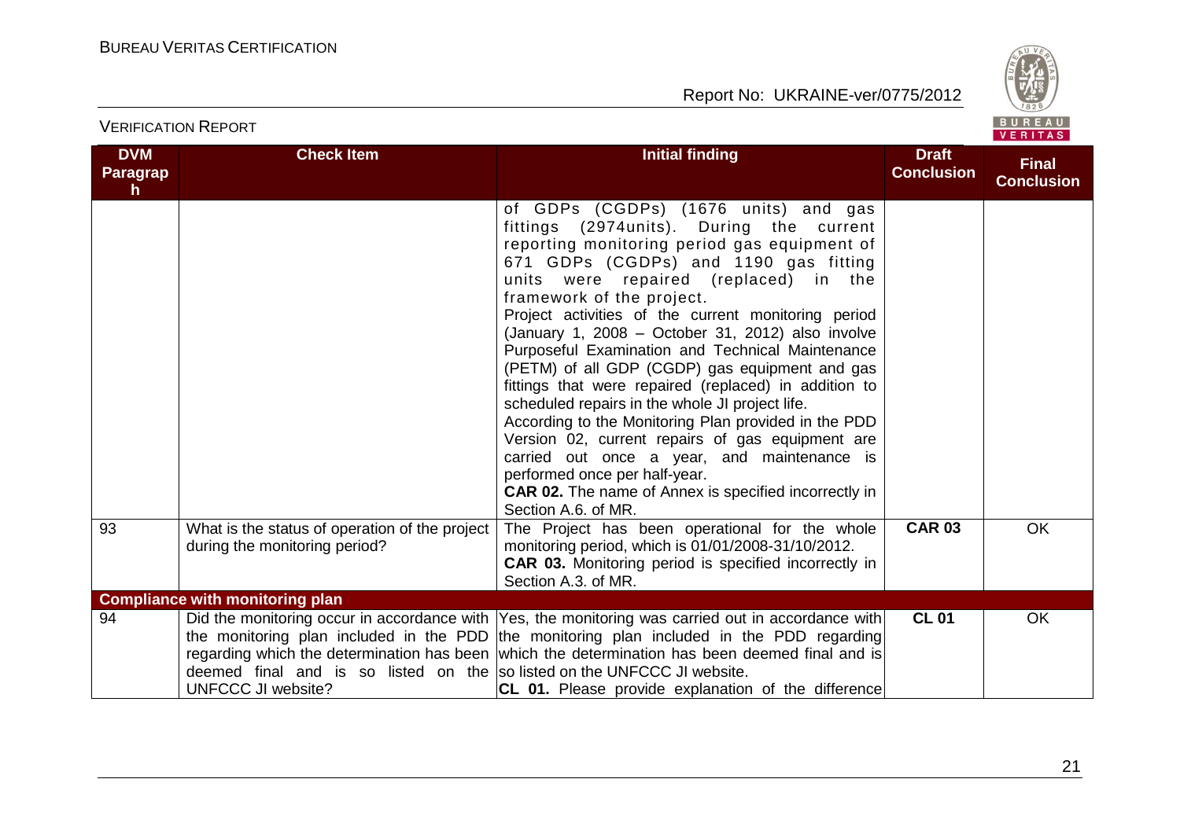| DVM Paragraph | Check Item | Initial finding | Draft Conclusion | Final Conclusion |
|---|---|---|---|---|
| | | of GDPs (CGDPs) (1676 units) and gas fittings (2974units). During the current reporting monitoring period gas equipment of 671 GDPs (CGDPs) and 1190 gas fitting units were repaired (replaced) in the framework of the project.<br>Project activities of the current monitoring period (January 1, 2008 – October 31, 2012) also involve Purposeful Examination and Technical Maintenance (PETM) of all GDP (CGDP) gas equipment and gas fittings that were repaired (replaced) in addition to scheduled repairs in the whole JI project life.<br>According to the Monitoring Plan provided in the PDD Version 02, current repairs of gas equipment are carried out once a year, and maintenance is performed once per half-year.<br>**CAR 02.** The name of Annex is specified incorrectly in Section A.6. of MR. | | |
| 93 | What is the status of operation of the project during the monitoring period? | The Project has been operational for the whole monitoring period, which is 01/01/2008-31/10/2012.<br>**CAR 03.** Monitoring period is specified incorrectly in Section A.3. of MR. | **CAR 03** | OK |
| **Compliance with monitoring plan** | | | | |
| 94 | Did the monitoring occur in accordance with the monitoring plan included in the PDD regarding which the determination has been deemed final and is so listed on the UNFCCC JI website? | Yes, the monitoring was carried out in accordance with the monitoring plan included in the PDD regarding which the determination has been deemed final and is so listed on the UNFCCC JI website.<br>**CL 01.** Please provide explanation of the difference | **CL 01** | OK |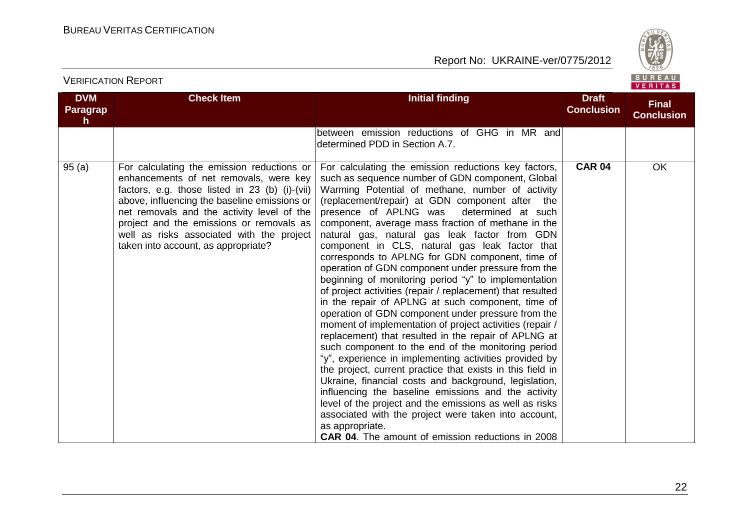| DVM Paragraph | Check Item | Initial finding | Draft Conclusion | Final Conclusion |
|---|---|---|---|---|
| | | between emission reductions of GHG in MR and determined PDD in Section A.7. | | |
| 95 (a) | For calculating the emission reductions or enhancements of net removals, were key factors, e.g. those listed in 23 (b) (i)-(vii) above, influencing the baseline emissions or net removals and the activity level of the project and the emissions or removals as well as risks associated with the project taken into account, as appropriate? | For calculating the emission reductions key factors, such as sequence number of GDN component, Global Warming Potential of methane, number of activity (replacement/repair) at GDN component after the presence of APLNG was determined at such component, average mass fraction of methane in the natural gas, natural gas leak factor from GDN component in CLS, natural gas leak factor that corresponds to APLNG for GDN component, time of operation of GDN component under pressure from the beginning of monitoring period "y" to implementation of project activities (repair / replacement) that resulted in the repair of APLNG at such component, time of operation of GDN component under pressure from the moment of implementation of project activities (repair / replacement) that resulted in the repair of APLNG at such component to the end of the monitoring period "y", experience in implementing activities provided by the project, current practice that exists in this field in Ukraine, financial costs and background, legislation, influencing the baseline emissions and the activity level of the project and the emissions as well as risks associated with the project were taken into account, as appropriate.<br>**CAR 04**. The amount of emission reductions in 2008 | **CAR 04** | OK |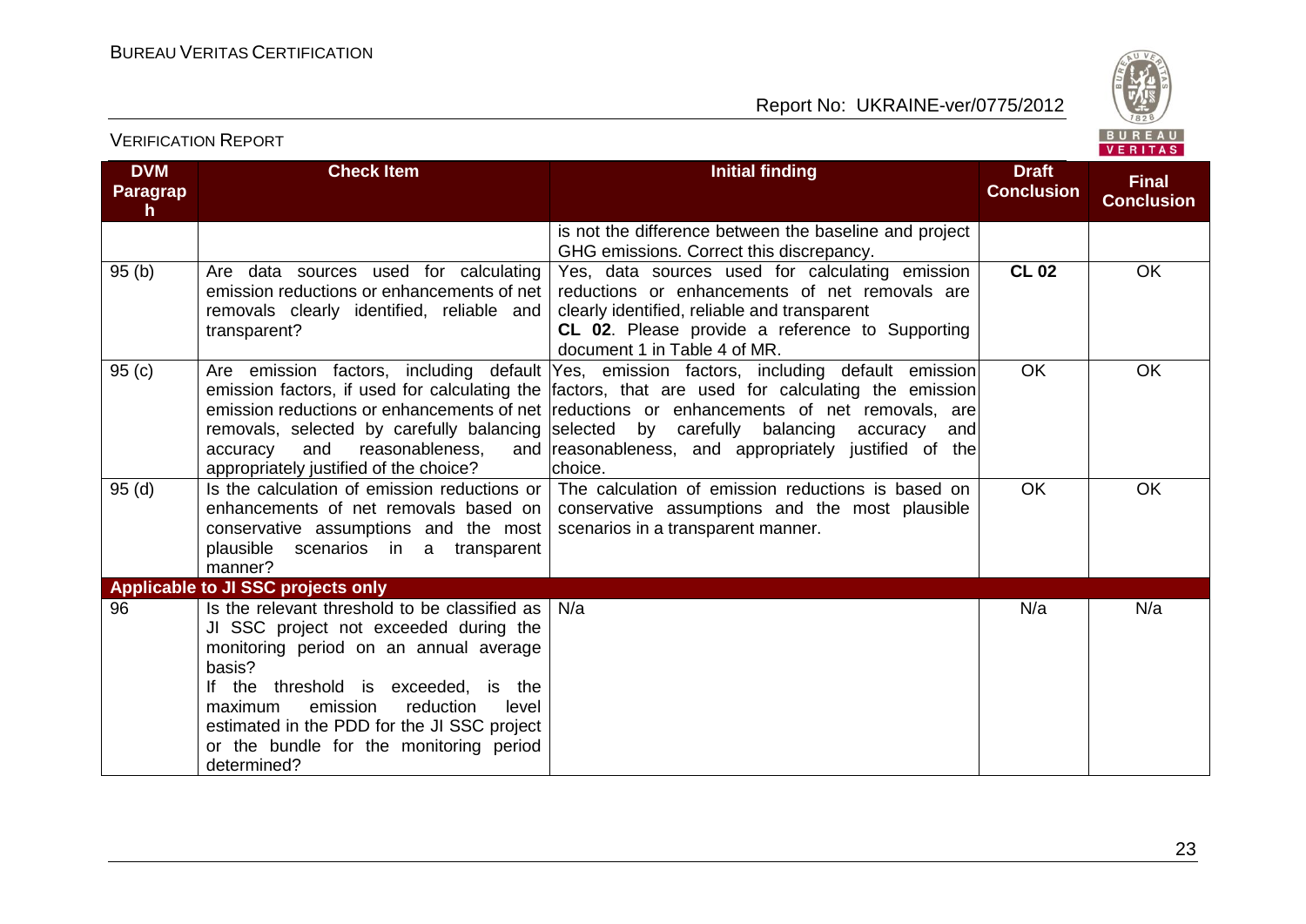| DVM Paragraph | Check Item | Initial finding | Draft Conclusion | Final Conclusion |
|---|---|---|---|---|
| | | is not the difference between the baseline and project GHG emissions. Correct this discrepancy. | | |
| 95 (b) | Are data sources used for calculating emission reductions or enhancements of net removals clearly identified, reliable and transparent? | Yes, data sources used for calculating emission reductions or enhancements of net removals are clearly identified, reliable and transparent<br>**CL 02**. Please provide a reference to Supporting document 1 in Table 4 of MR. | **CL 02** | OK |
| 95 (c) | Are emission factors, including default emission factors, if used for calculating the emission reductions or enhancements of net removals, selected by carefully balancing accuracy and reasonableness, and appropriately justified of the choice? | Yes, emission factors, including default emission factors, that are used for calculating the emission reductions or enhancements of net removals, are selected by carefully balancing accuracy and reasonableness, and appropriately justified of the choice. | OK | OK |
| 95 (d) | Is the calculation of emission reductions or enhancements of net removals based on conservative assumptions and the most plausible scenarios in a transparent manner? | The calculation of emission reductions is based on conservative assumptions and the most plausible scenarios in a transparent manner. | OK | OK |
| **Applicable to JI SSC projects only** | | | | |
| 96 | Is the relevant threshold to be classified as JI SSC project not exceeded during the monitoring period on an annual average basis?<br>If the threshold is exceeded, is the maximum emission reduction level estimated in the PDD for the JI SSC project or the bundle for the monitoring period determined? | N/a | N/a | N/a |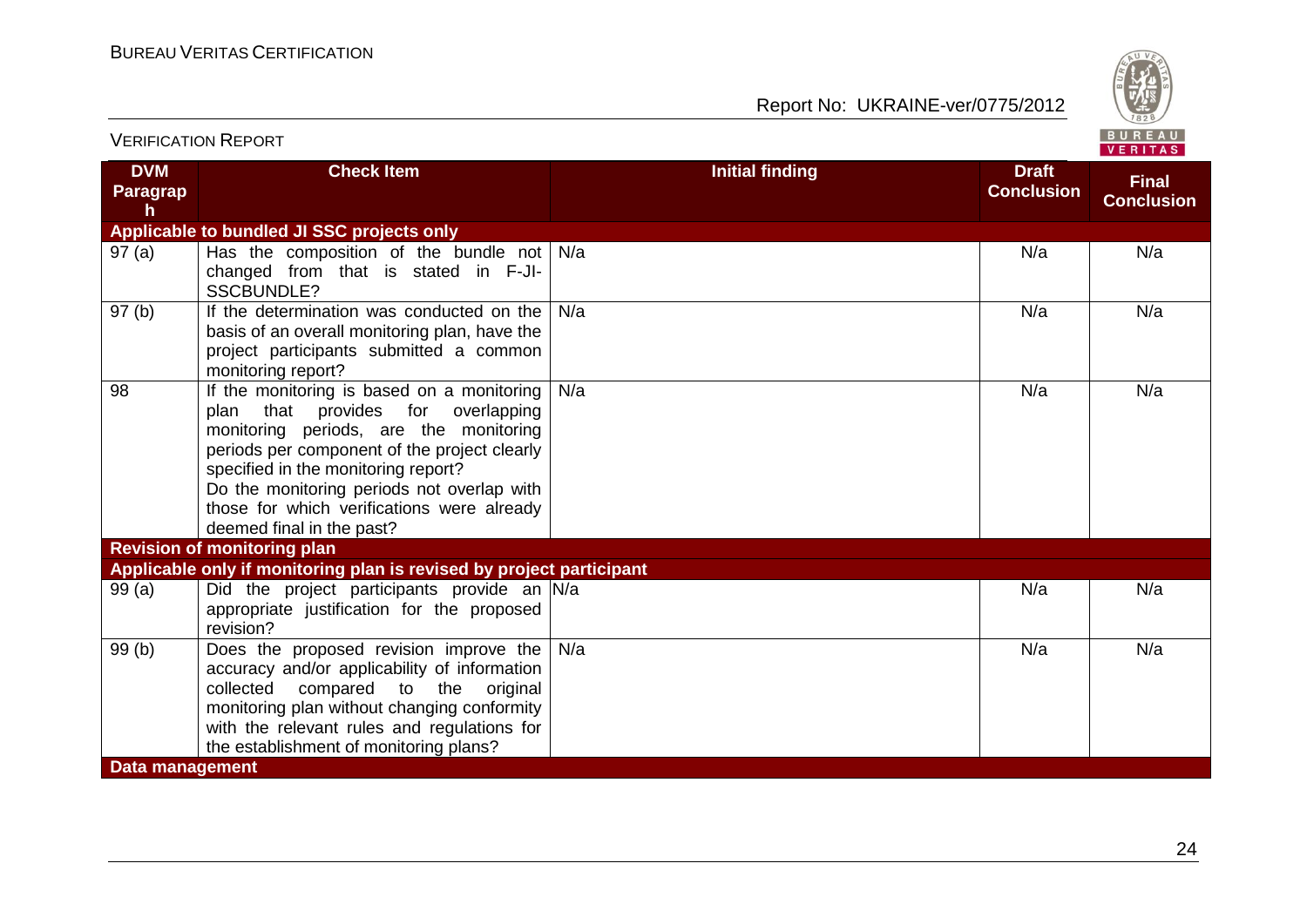| DVM Paragraph | Check Item | Initial finding | Draft Conclusion | Final Conclusion |
|---|---|---|---|---|
| **Applicable to bundled JI SSC projects only** | | | | |
| 97 (a) | Has the composition of the bundle not changed from that is stated in F-JI-SSCBUNDLE? | N/a | N/a | N/a |
| 97 (b) | If the determination was conducted on the basis of an overall monitoring plan, have the project participants submitted a common monitoring report? | N/a | N/a | N/a |
| 98 | If the monitoring is based on a monitoring plan that provides for overlapping monitoring periods, are the monitoring periods per component of the project clearly specified in the monitoring report?<br>Do the monitoring periods not overlap with those for which verifications were already deemed final in the past? | N/a | N/a | N/a |
| **Revision of monitoring plan** | | | | |
| **Applicable only if monitoring plan is revised by project participant** | | | | |
| 99 (a) | Did the project participants provide an appropriate justification for the proposed revision? | N/a | N/a | N/a |
| 99 (b) | Does the proposed revision improve the accuracy and/or applicability of information collected compared to the original monitoring plan without changing conformity with the relevant rules and regulations for the establishment of monitoring plans? | N/a | N/a | N/a |
| **Data management** | | | | |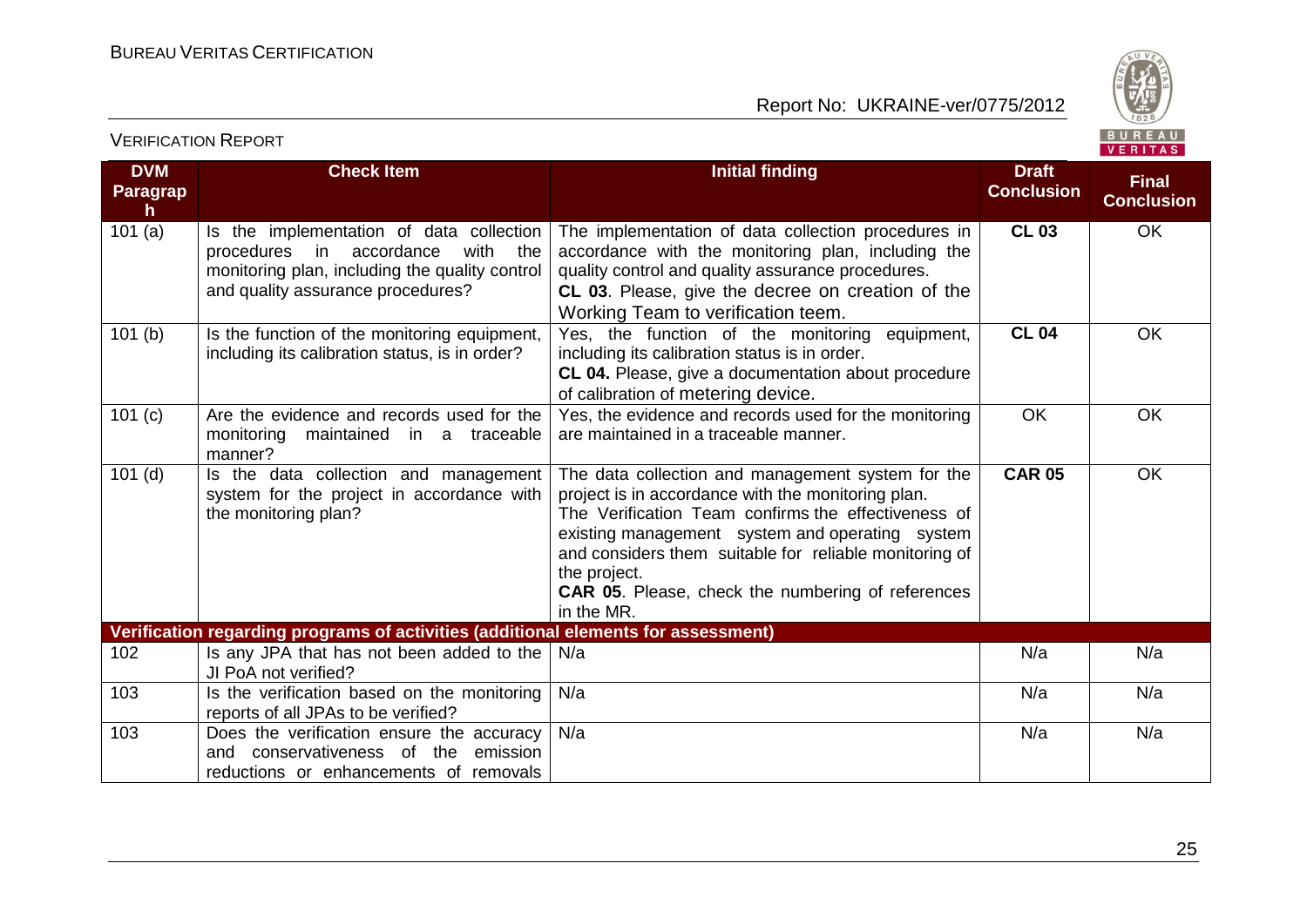| DVM Paragraph | Check Item | Initial finding | Draft Conclusion | Final Conclusion |
|---|---|---|---|---|
| 101 (a) | Is the implementation of data collection procedures in accordance with the monitoring plan, including the quality control and quality assurance procedures? | The implementation of data collection procedures in accordance with the monitoring plan, including the quality control and quality assurance procedures. **CL 03**. Please, give the decree on creation of the Working Team to verification teem. | **CL 03** | OK |
| 101 (b) | Is the function of the monitoring equipment, including its calibration status, is in order? | Yes, the function of the monitoring equipment, including its calibration status is in order. **CL 04.** Please, give a documentation about procedure of calibration of metering device. | **CL 04** | OK |
| 101 (c) | Are the evidence and records used for the monitoring maintained in a traceable manner? | Yes, the evidence and records used for the monitoring are maintained in a traceable manner. | OK | OK |
| 101 (d) | Is the data collection and management system for the project in accordance with the monitoring plan? | The data collection and management system for the project is in accordance with the monitoring plan. The Verification Team confirms the effectiveness of existing management system and operating system and considers them suitable for reliable monitoring of the project. **CAR 05**. Please, check the numbering of references in the MR. | **CAR 05** | OK |
| **Verification regarding programs of activities (additional elements for assessment)** | | | | |
| 102 | Is any JPA that has not been added to the JI PoA not verified? | N/a | N/a | N/a |
| 103 | Is the verification based on the monitoring reports of all JPAs to be verified? | N/a | N/a | N/a |
| 103 | Does the verification ensure the accuracy and conservativeness of the emission reductions or enhancements of removals | N/a | N/a | N/a |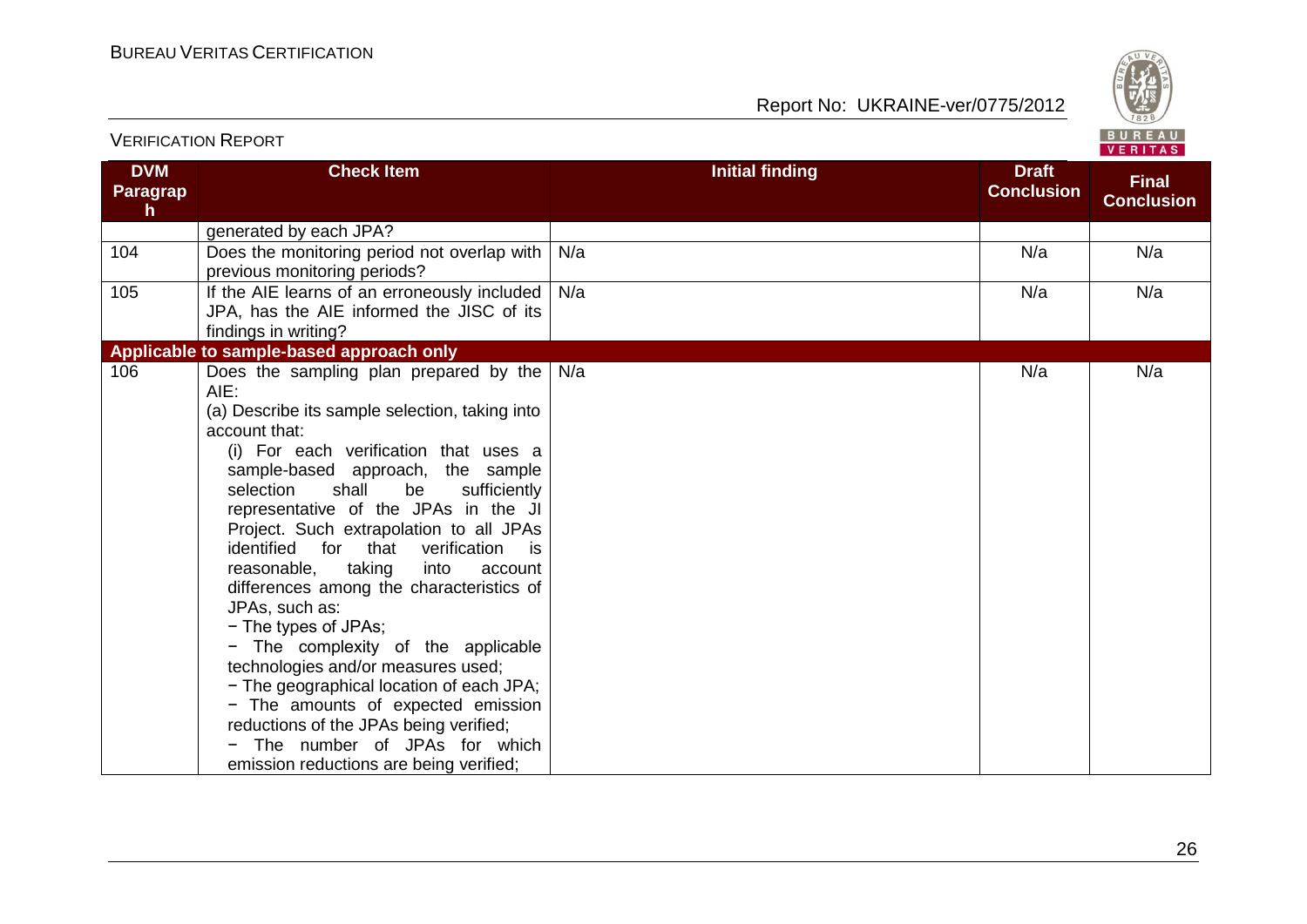| DVM Paragraph | Check Item | Initial finding | Draft Conclusion | Final Conclusion |
|---|---|---|---|---|
| | generated by each JPA? | | | |
| 104 | Does the monitoring period not overlap with previous monitoring periods? | N/a | N/a | N/a |
| 105 | If the AIE learns of an erroneously included JPA, has the AIE informed the JISC of its findings in writing? | N/a | N/a | N/a |
| **Applicable to sample-based approach only** | | | | |
| 106 | Does the sampling plan prepared by the AIE:<br>(a) Describe its sample selection, taking into account that:<br>(i) For each verification that uses a sample-based approach, the sample selection shall be sufficiently representative of the JPAs in the JI Project. Such extrapolation to all JPAs identified for that verification is reasonable, taking into account differences among the characteristics of JPAs, such as:<br>− The types of JPAs;<br>− The complexity of the applicable technologies and/or measures used;<br>− The geographical location of each JPA;<br>− The amounts of expected emission reductions of the JPAs being verified;<br>− The number of JPAs for which emission reductions are being verified; | N/a | N/a | N/a |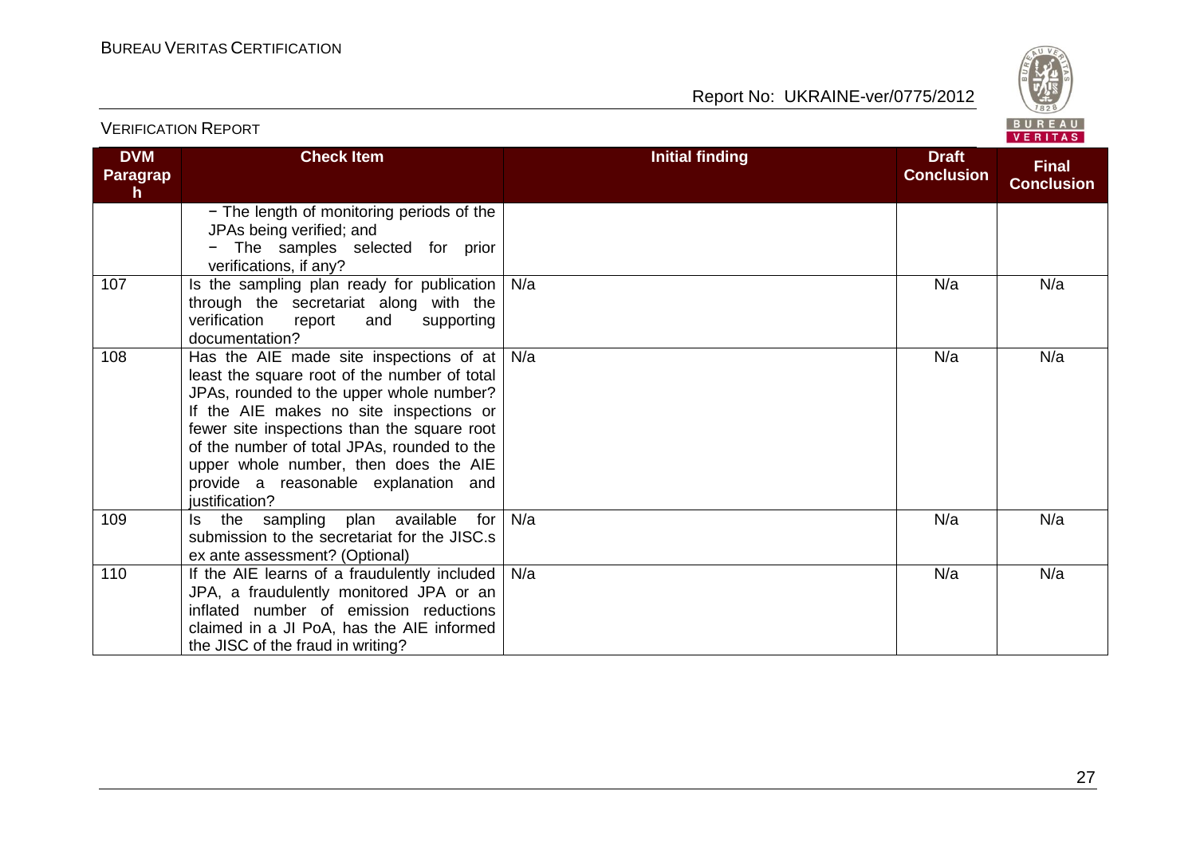| DVM Paragraph | Check Item | Initial finding | Draft Conclusion | Final Conclusion |
|---|---|---|---|---|
| | − The length of monitoring periods of the JPAs being verified; and<br>− The samples selected for prior verifications, if any? | | | |
| 107 | Is the sampling plan ready for publication through the secretariat along with the verification report and supporting documentation? | N/a | N/a | N/a |
| 108 | Has the AIE made site inspections of at least the square root of the number of total JPAs, rounded to the upper whole number? If the AIE makes no site inspections or fewer site inspections than the square root of the number of total JPAs, rounded to the upper whole number, then does the AIE provide a reasonable explanation and justification? | N/a | N/a | N/a |
| 109 | Is the sampling plan available for submission to the secretariat for the JISC.s ex ante assessment? (Optional) | N/a | N/a | N/a |
| 110 | If the AIE learns of a fraudulently included JPA, a fraudulently monitored JPA or an inflated number of emission reductions claimed in a JI PoA, has the AIE informed the JISC of the fraud in writing? | N/a | N/a | N/a |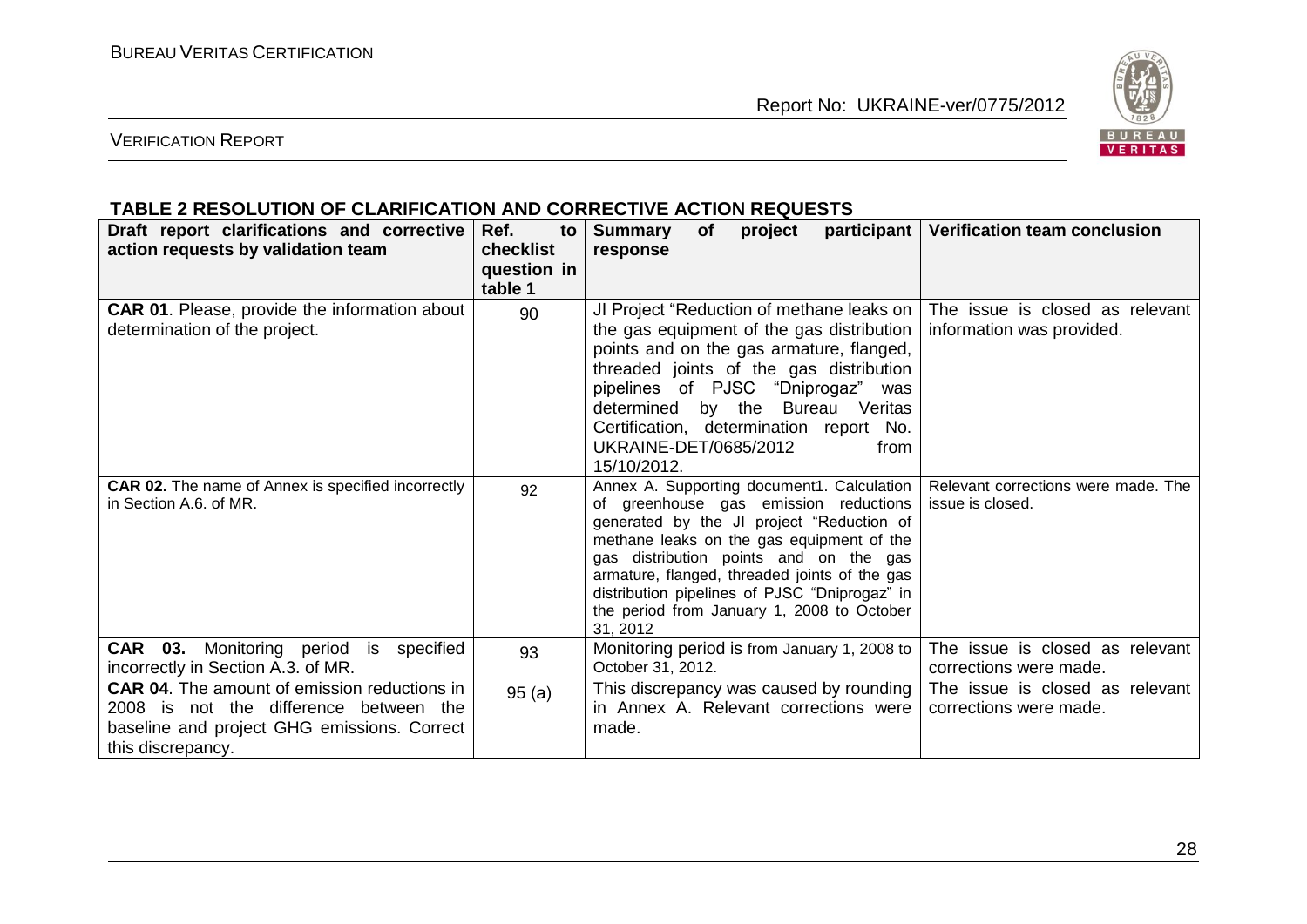## TABLE 2 RESOLUTION OF CLARIFICATION AND CORRECTIVE ACTION REQUESTS

| Draft report clarifications and corrective action requests by validation team | Ref. to checklist question in table 1 | Summary of project participant response | Verification team conclusion |
|---|---|---|---|
| **CAR 01**. Please, provide the information about determination of the project. | 90 | JI Project "Reduction of methane leaks on the gas equipment of the gas distribution points and on the gas armature, flanged, threaded joints of the gas distribution pipelines of PJSC "Dniprogaz" was determined by the Bureau Veritas Certification, determination report No. UKRAINE-DET/0685/2012 from 15/10/2012. | The issue is closed as relevant information was provided. |
| **CAR 02.** The name of Annex is specified incorrectly in Section A.6. of MR. | 92 | Annex A. Supporting document1. Calculation of greenhouse gas emission reductions generated by the JI project "Reduction of methane leaks on the gas equipment of the gas distribution points and on the gas armature, flanged, threaded joints of the gas distribution pipelines of PJSC "Dniprogaz" in the period from January 1, 2008 to October 31, 2012 | Relevant corrections were made. The issue is closed. |
| **CAR 03.** Monitoring period is specified incorrectly in Section A.3. of MR. | 93 | Monitoring period is from January 1, 2008 to October 31, 2012. | The issue is closed as relevant corrections were made. |
| **CAR 04**. The amount of emission reductions in 2008 is not the difference between the baseline and project GHG emissions. Correct this discrepancy. | 95 (a) | This discrepancy was caused by rounding in Annex A. Relevant corrections were made. | The issue is closed as relevant corrections were made. |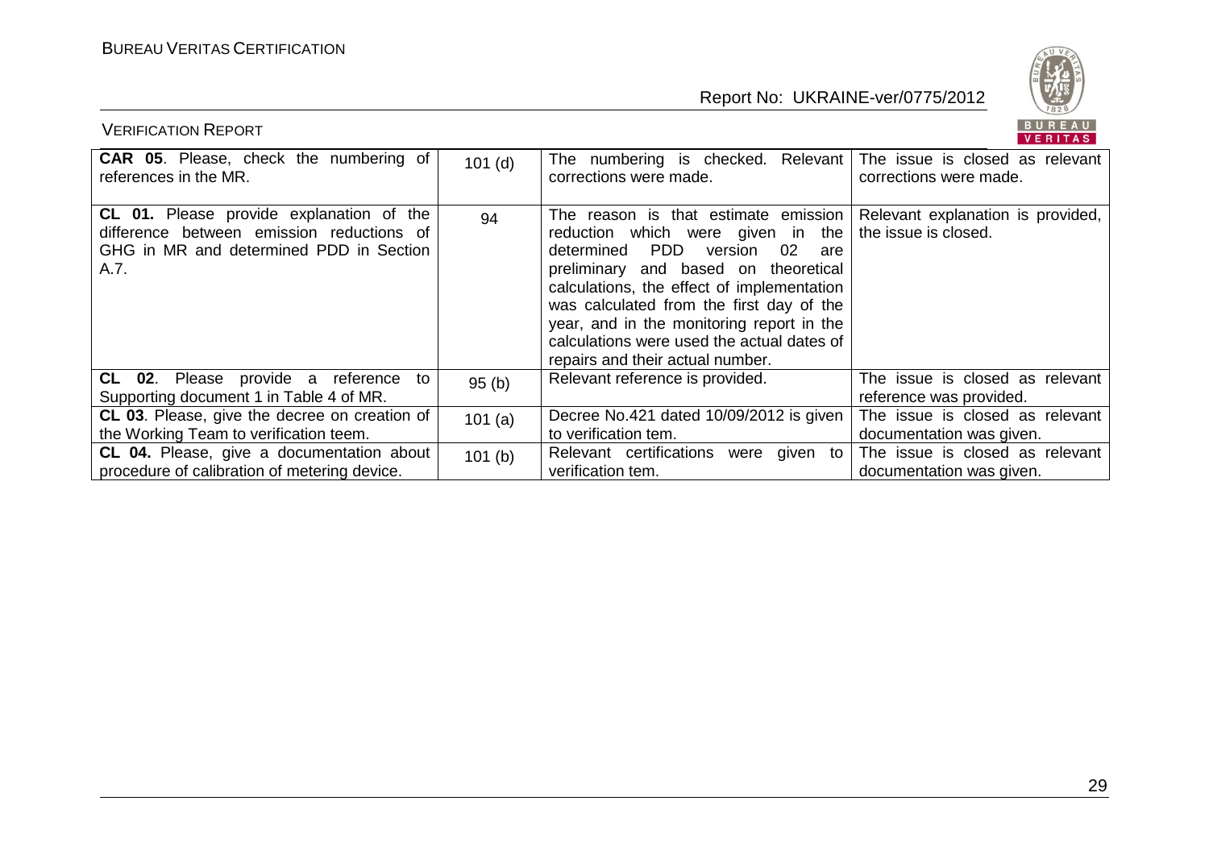| | | | |
|---|---|---|---|
| **CAR 05**. Please, check the numbering of references in the MR. | 101 (d) | The numbering is checked. Relevant corrections were made. | The issue is closed as relevant corrections were made. |
| **CL 01.** Please provide explanation of the difference between emission reductions of GHG in MR and determined PDD in Section A.7. | 94 | The reason is that estimate emission reduction which were given in the determined PDD version 02 are preliminary and based on theoretical calculations, the effect of implementation was calculated from the first day of the year, and in the monitoring report in the calculations were used the actual dates of repairs and their actual number. | Relevant explanation is provided, the issue is closed. |
| **CL 02**. Please provide a reference to Supporting document 1 in Table 4 of MR. | 95 (b) | Relevant reference is provided. | The issue is closed as relevant reference was provided. |
| **CL 03**. Please, give the decree on creation of the Working Team to verification teem. | 101 (a) | Decree No.421 dated 10/09/2012 is given to verification tem. | The issue is closed as relevant documentation was given. |
| **CL 04.** Please, give a documentation about procedure of calibration of metering device. | 101 (b) | Relevant certifications were given to verification tem. | The issue is closed as relevant documentation was given. |